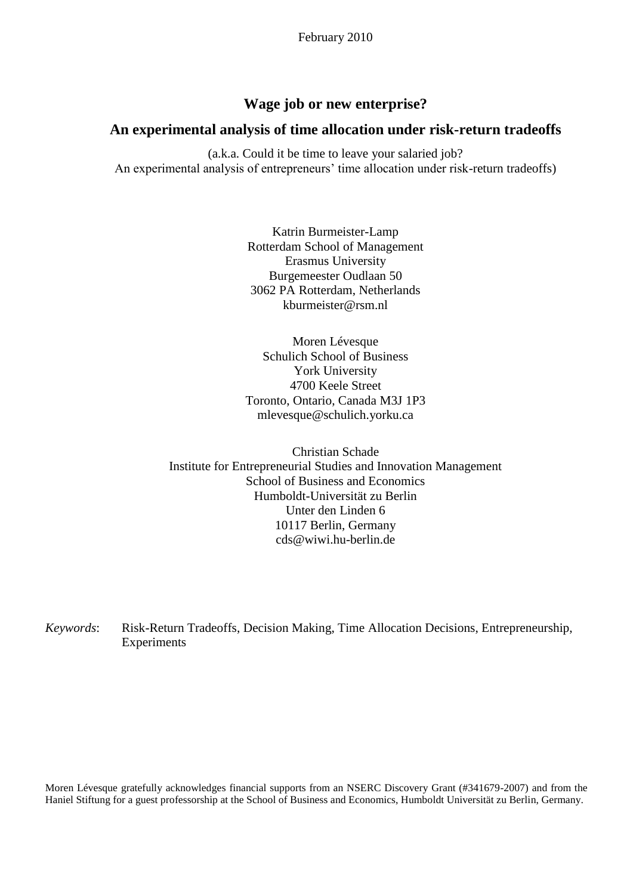February 2010

# Wage job or new enterprise?

## An experimental analysis of time allocation under risk-return tradeoffs

(a.k.a. Could it be time to leave your salaried job?
An experimental analysis of entrepreneurs' time allocation under risk-return tradeoffs)

Katrin Burmeister-Lamp
Rotterdam School of Management
Erasmus University
Burgemeester Oudlaan 50
3062 PA Rotterdam, Netherlands
kburmeister@rsm.nl

Moren Lévesque
Schulich School of Business
York University
4700 Keele Street
Toronto, Ontario, Canada M3J 1P3
mlevesque@schulich.yorku.ca

Christian Schade
Institute for Entrepreneurial Studies and Innovation Management
School of Business and Economics
Humboldt-Universität zu Berlin
Unter den Linden 6
10117 Berlin, Germany
cds@wiwi.hu-berlin.de

*Keywords*: Risk-Return Tradeoffs, Decision Making, Time Allocation Decisions, Entrepreneurship, Experiments

Moren Lévesque gratefully acknowledges financial supports from an NSERC Discovery Grant (#341679-2007) and from the Haniel Stiftung for a guest professorship at the School of Business and Economics, Humboldt Universität zu Berlin, Germany.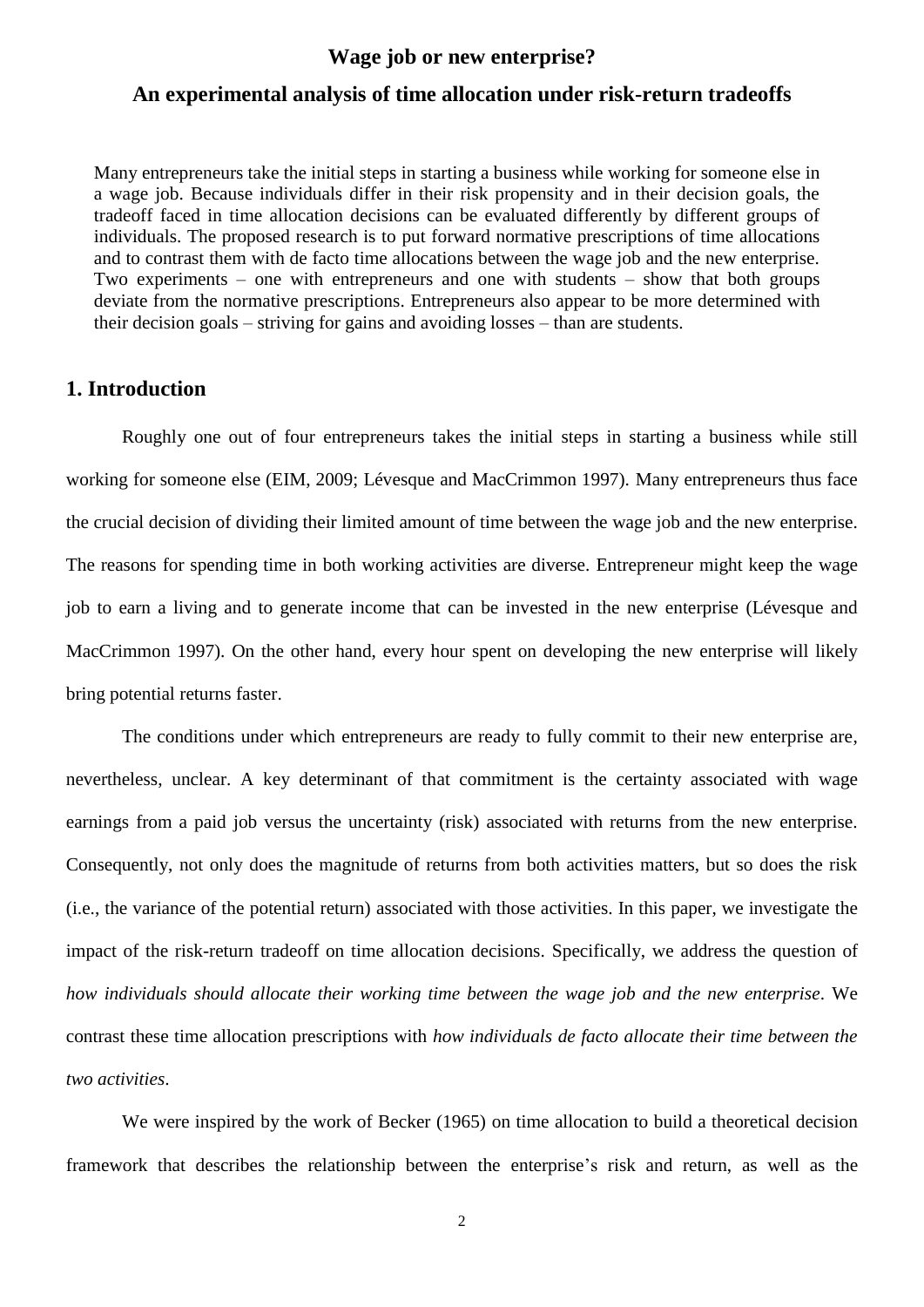**Wage job or new enterprise?**

**An experimental analysis of time allocation under risk-return tradeoffs**

Many entrepreneurs take the initial steps in starting a business while working for someone else in a wage job. Because individuals differ in their risk propensity and in their decision goals, the tradeoff faced in time allocation decisions can be evaluated differently by different groups of individuals. The proposed research is to put forward normative prescriptions of time allocations and to contrast them with de facto time allocations between the wage job and the new enterprise. Two experiments – one with entrepreneurs and one with students – show that both groups deviate from the normative prescriptions. Entrepreneurs also appear to be more determined with their decision goals – striving for gains and avoiding losses – than are students.

## 1. Introduction

Roughly one out of four entrepreneurs takes the initial steps in starting a business while still working for someone else (EIM, 2009; Lévesque and MacCrimmon 1997). Many entrepreneurs thus face the crucial decision of dividing their limited amount of time between the wage job and the new enterprise. The reasons for spending time in both working activities are diverse. Entrepreneur might keep the wage job to earn a living and to generate income that can be invested in the new enterprise (Lévesque and MacCrimmon 1997). On the other hand, every hour spent on developing the new enterprise will likely bring potential returns faster.

The conditions under which entrepreneurs are ready to fully commit to their new enterprise are, nevertheless, unclear. A key determinant of that commitment is the certainty associated with wage earnings from a paid job versus the uncertainty (risk) associated with returns from the new enterprise. Consequently, not only does the magnitude of returns from both activities matters, but so does the risk (i.e., the variance of the potential return) associated with those activities. In this paper, we investigate the impact of the risk-return tradeoff on time allocation decisions. Specifically, we address the question of *how individuals should allocate their working time between the wage job and the new enterprise*. We contrast these time allocation prescriptions with *how individuals de facto allocate their time between the two activities*.

We were inspired by the work of Becker (1965) on time allocation to build a theoretical decision framework that describes the relationship between the enterprise's risk and return, as well as the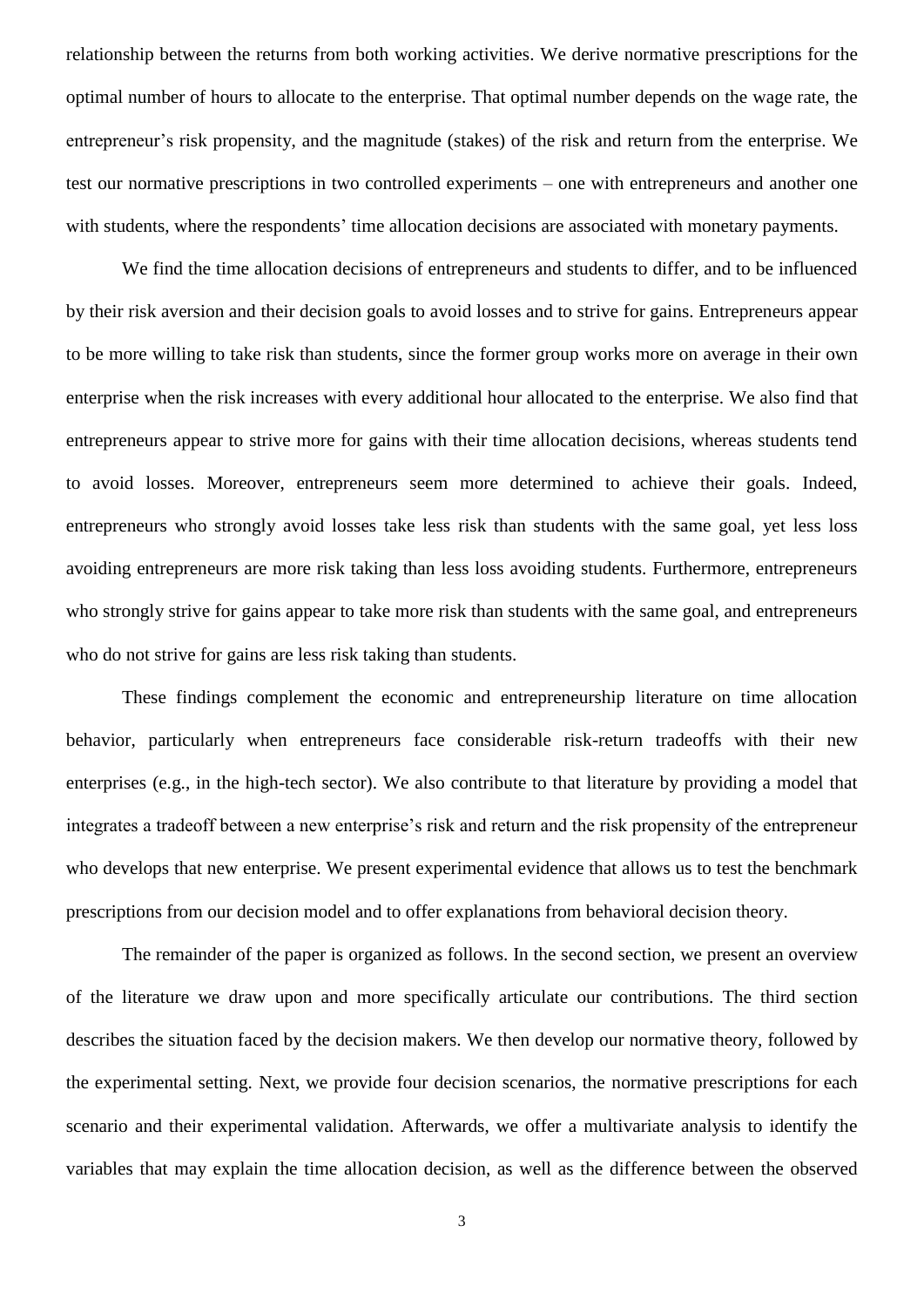relationship between the returns from both working activities. We derive normative prescriptions for the optimal number of hours to allocate to the enterprise. That optimal number depends on the wage rate, the entrepreneur's risk propensity, and the magnitude (stakes) of the risk and return from the enterprise. We test our normative prescriptions in two controlled experiments – one with entrepreneurs and another one with students, where the respondents' time allocation decisions are associated with monetary payments.

We find the time allocation decisions of entrepreneurs and students to differ, and to be influenced by their risk aversion and their decision goals to avoid losses and to strive for gains. Entrepreneurs appear to be more willing to take risk than students, since the former group works more on average in their own enterprise when the risk increases with every additional hour allocated to the enterprise. We also find that entrepreneurs appear to strive more for gains with their time allocation decisions, whereas students tend to avoid losses. Moreover, entrepreneurs seem more determined to achieve their goals. Indeed, entrepreneurs who strongly avoid losses take less risk than students with the same goal, yet less loss avoiding entrepreneurs are more risk taking than less loss avoiding students. Furthermore, entrepreneurs who strongly strive for gains appear to take more risk than students with the same goal, and entrepreneurs who do not strive for gains are less risk taking than students.

These findings complement the economic and entrepreneurship literature on time allocation behavior, particularly when entrepreneurs face considerable risk-return tradeoffs with their new enterprises (e.g., in the high-tech sector). We also contribute to that literature by providing a model that integrates a tradeoff between a new enterprise's risk and return and the risk propensity of the entrepreneur who develops that new enterprise. We present experimental evidence that allows us to test the benchmark prescriptions from our decision model and to offer explanations from behavioral decision theory.

The remainder of the paper is organized as follows. In the second section, we present an overview of the literature we draw upon and more specifically articulate our contributions. The third section describes the situation faced by the decision makers. We then develop our normative theory, followed by the experimental setting. Next, we provide four decision scenarios, the normative prescriptions for each scenario and their experimental validation. Afterwards, we offer a multivariate analysis to identify the variables that may explain the time allocation decision, as well as the difference between the observed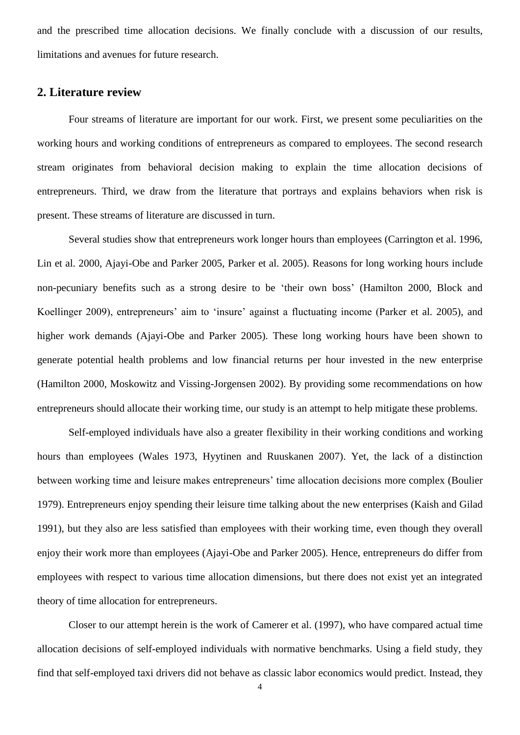and the prescribed time allocation decisions. We finally conclude with a discussion of our results, limitations and avenues for future research.

## 2. Literature review

Four streams of literature are important for our work. First, we present some peculiarities on the working hours and working conditions of entrepreneurs as compared to employees. The second research stream originates from behavioral decision making to explain the time allocation decisions of entrepreneurs. Third, we draw from the literature that portrays and explains behaviors when risk is present. These streams of literature are discussed in turn.

Several studies show that entrepreneurs work longer hours than employees (Carrington et al. 1996, Lin et al. 2000, Ajayi-Obe and Parker 2005, Parker et al. 2005). Reasons for long working hours include non-pecuniary benefits such as a strong desire to be 'their own boss' (Hamilton 2000, Block and Koellinger 2009), entrepreneurs' aim to 'insure' against a fluctuating income (Parker et al. 2005), and higher work demands (Ajayi-Obe and Parker 2005). These long working hours have been shown to generate potential health problems and low financial returns per hour invested in the new enterprise (Hamilton 2000, Moskowitz and Vissing-Jorgensen 2002). By providing some recommendations on how entrepreneurs should allocate their working time, our study is an attempt to help mitigate these problems.

Self-employed individuals have also a greater flexibility in their working conditions and working hours than employees (Wales 1973, Hyytinen and Ruuskanen 2007). Yet, the lack of a distinction between working time and leisure makes entrepreneurs' time allocation decisions more complex (Boulier 1979). Entrepreneurs enjoy spending their leisure time talking about the new enterprises (Kaish and Gilad 1991), but they also are less satisfied than employees with their working time, even though they overall enjoy their work more than employees (Ajayi-Obe and Parker 2005). Hence, entrepreneurs do differ from employees with respect to various time allocation dimensions, but there does not exist yet an integrated theory of time allocation for entrepreneurs.

Closer to our attempt herein is the work of Camerer et al. (1997), who have compared actual time allocation decisions of self-employed individuals with normative benchmarks. Using a field study, they find that self-employed taxi drivers did not behave as classic labor economics would predict. Instead, they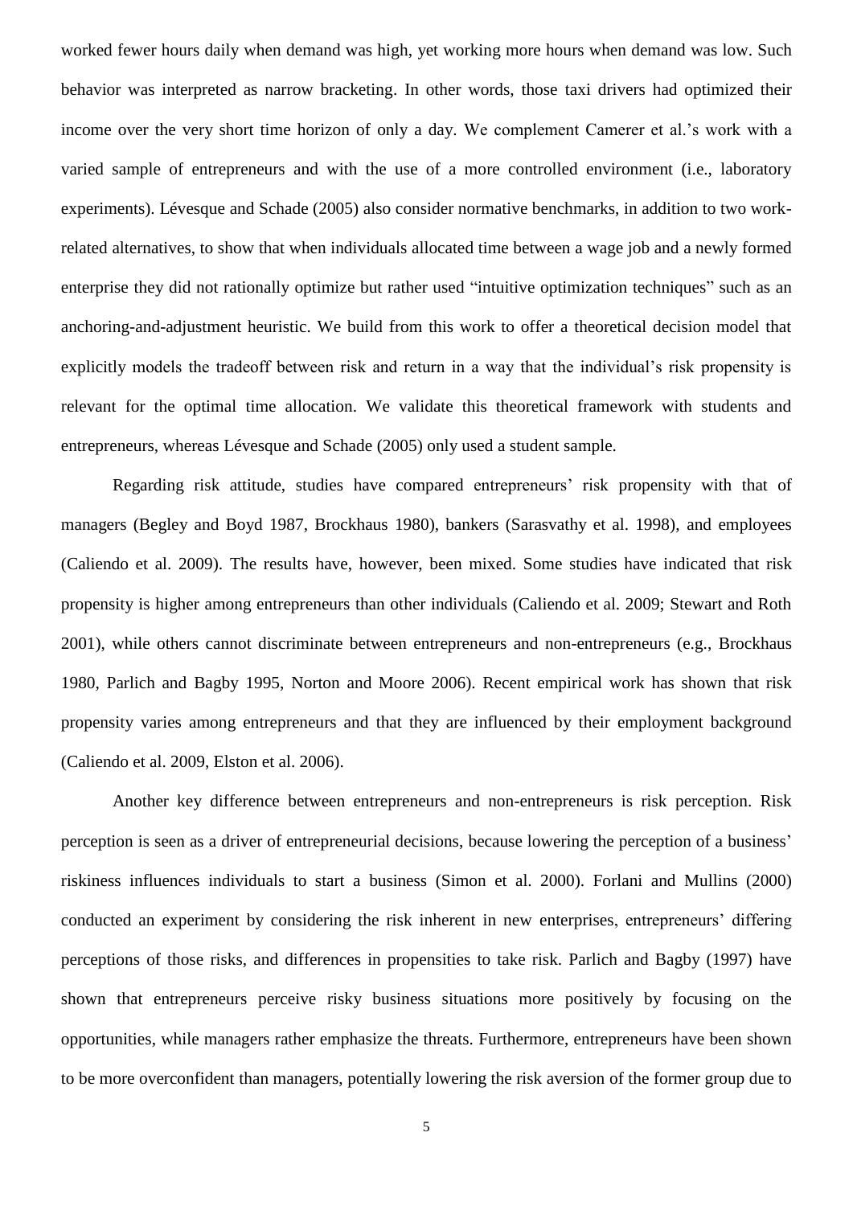worked fewer hours daily when demand was high, yet working more hours when demand was low. Such behavior was interpreted as narrow bracketing. In other words, those taxi drivers had optimized their income over the very short time horizon of only a day. We complement Camerer et al.'s work with a varied sample of entrepreneurs and with the use of a more controlled environment (i.e., laboratory experiments). Lévesque and Schade (2005) also consider normative benchmarks, in addition to two work-related alternatives, to show that when individuals allocated time between a wage job and a newly formed enterprise they did not rationally optimize but rather used "intuitive optimization techniques" such as an anchoring-and-adjustment heuristic. We build from this work to offer a theoretical decision model that explicitly models the tradeoff between risk and return in a way that the individual's risk propensity is relevant for the optimal time allocation. We validate this theoretical framework with students and entrepreneurs, whereas Lévesque and Schade (2005) only used a student sample.

Regarding risk attitude, studies have compared entrepreneurs' risk propensity with that of managers (Begley and Boyd 1987, Brockhaus 1980), bankers (Sarasvathy et al. 1998), and employees (Caliendo et al. 2009). The results have, however, been mixed. Some studies have indicated that risk propensity is higher among entrepreneurs than other individuals (Caliendo et al. 2009; Stewart and Roth 2001), while others cannot discriminate between entrepreneurs and non-entrepreneurs (e.g., Brockhaus 1980, Parlich and Bagby 1995, Norton and Moore 2006). Recent empirical work has shown that risk propensity varies among entrepreneurs and that they are influenced by their employment background (Caliendo et al. 2009, Elston et al. 2006).

Another key difference between entrepreneurs and non-entrepreneurs is risk perception. Risk perception is seen as a driver of entrepreneurial decisions, because lowering the perception of a business' riskiness influences individuals to start a business (Simon et al. 2000). Forlani and Mullins (2000) conducted an experiment by considering the risk inherent in new enterprises, entrepreneurs' differing perceptions of those risks, and differences in propensities to take risk. Parlich and Bagby (1997) have shown that entrepreneurs perceive risky business situations more positively by focusing on the opportunities, while managers rather emphasize the threats. Furthermore, entrepreneurs have been shown to be more overconfident than managers, potentially lowering the risk aversion of the former group due to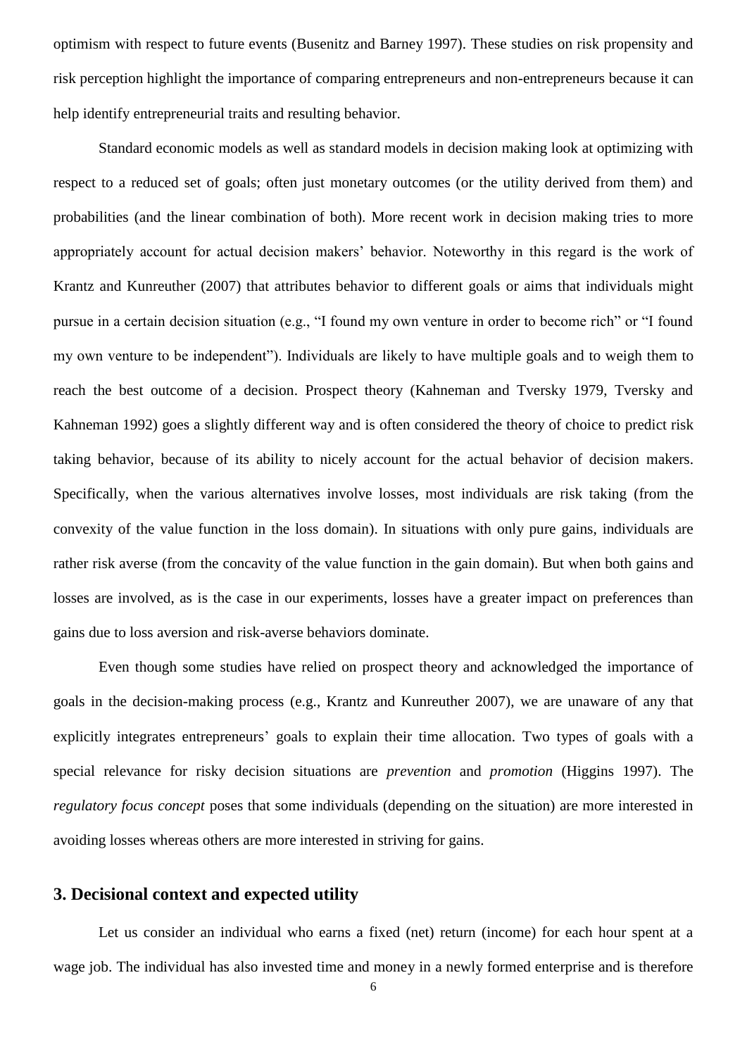optimism with respect to future events (Busenitz and Barney 1997). These studies on risk propensity and risk perception highlight the importance of comparing entrepreneurs and non-entrepreneurs because it can help identify entrepreneurial traits and resulting behavior.

Standard economic models as well as standard models in decision making look at optimizing with respect to a reduced set of goals; often just monetary outcomes (or the utility derived from them) and probabilities (and the linear combination of both). More recent work in decision making tries to more appropriately account for actual decision makers' behavior. Noteworthy in this regard is the work of Krantz and Kunreuther (2007) that attributes behavior to different goals or aims that individuals might pursue in a certain decision situation (e.g., "I found my own venture in order to become rich" or "I found my own venture to be independent"). Individuals are likely to have multiple goals and to weigh them to reach the best outcome of a decision. Prospect theory (Kahneman and Tversky 1979, Tversky and Kahneman 1992) goes a slightly different way and is often considered the theory of choice to predict risk taking behavior, because of its ability to nicely account for the actual behavior of decision makers. Specifically, when the various alternatives involve losses, most individuals are risk taking (from the convexity of the value function in the loss domain). In situations with only pure gains, individuals are rather risk averse (from the concavity of the value function in the gain domain). But when both gains and losses are involved, as is the case in our experiments, losses have a greater impact on preferences than gains due to loss aversion and risk-averse behaviors dominate.

Even though some studies have relied on prospect theory and acknowledged the importance of goals in the decision-making process (e.g., Krantz and Kunreuther 2007), we are unaware of any that explicitly integrates entrepreneurs' goals to explain their time allocation. Two types of goals with a special relevance for risky decision situations are *prevention* and *promotion* (Higgins 1997). The *regulatory focus concept* poses that some individuals (depending on the situation) are more interested in avoiding losses whereas others are more interested in striving for gains.

## 3. Decisional context and expected utility

Let us consider an individual who earns a fixed (net) return (income) for each hour spent at a wage job. The individual has also invested time and money in a newly formed enterprise and is therefore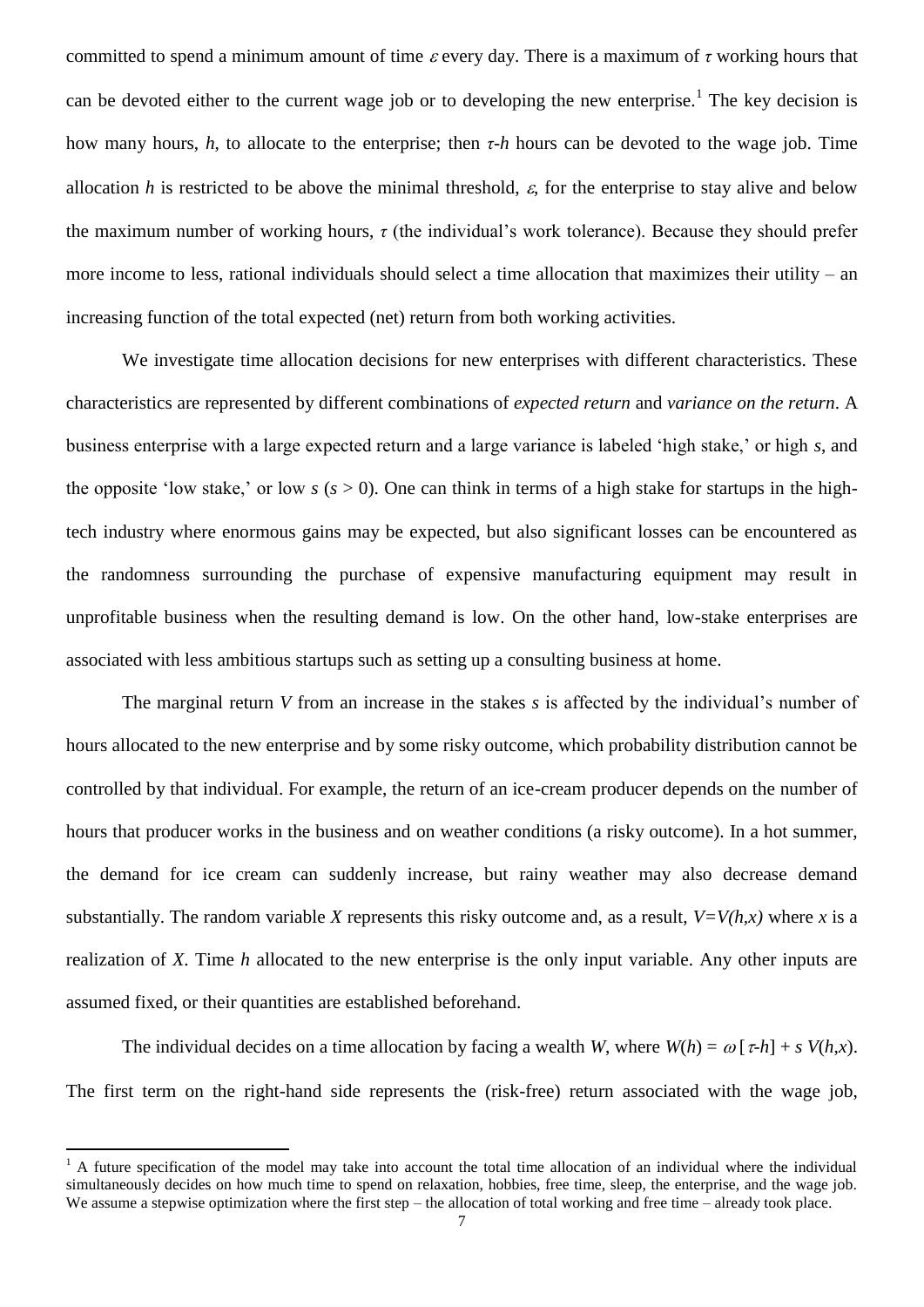committed to spend a minimum amount of time $\varepsilon$ every day. There is a maximum of $\tau$ working hours that can be devoted either to the current wage job or to developing the new enterprise.[1] The key decision is how many hours, $h$, to allocate to the enterprise; then $\tau$-$h$ hours can be devoted to the wage job. Time allocation $h$ is restricted to be above the minimal threshold, $\varepsilon$, for the enterprise to stay alive and below the maximum number of working hours, $\tau$ (the individual's work tolerance). Because they should prefer more income to less, rational individuals should select a time allocation that maximizes their utility – an increasing function of the total expected (net) return from both working activities.

We investigate time allocation decisions for new enterprises with different characteristics. These characteristics are represented by different combinations of *expected return* and *variance on the return*. A business enterprise with a large expected return and a large variance is labeled 'high stake,' or high $s$, and the opposite 'low stake,' or low $s$ ($s > 0$). One can think in terms of a high stake for startups in the high-tech industry where enormous gains may be expected, but also significant losses can be encountered as the randomness surrounding the purchase of expensive manufacturing equipment may result in unprofitable business when the resulting demand is low. On the other hand, low-stake enterprises are associated with less ambitious startups such as setting up a consulting business at home.

The marginal return $V$ from an increase in the stakes $s$ is affected by the individual's number of hours allocated to the new enterprise and by some risky outcome, which probability distribution cannot be controlled by that individual. For example, the return of an ice-cream producer depends on the number of hours that producer works in the business and on weather conditions (a risky outcome). In a hot summer, the demand for ice cream can suddenly increase, but rainy weather may also decrease demand substantially. The random variable $X$ represents this risky outcome and, as a result, $V=V(h,x)$ where $x$ is a realization of $X$. Time $h$ allocated to the new enterprise is the only input variable. Any other inputs are assumed fixed, or their quantities are established beforehand.

The individual decides on a time allocation by facing a wealth $W$, where $W(h) = \omega\,[\tau\text{-}h] + s\,V(h,x)$. The first term on the right-hand side represents the (risk-free) return associated with the wage job,

[1] A future specification of the model may take into account the total time allocation of an individual where the individual simultaneously decides on how much time to spend on relaxation, hobbies, free time, sleep, the enterprise, and the wage job. We assume a stepwise optimization where the first step – the allocation of total working and free time – already took place.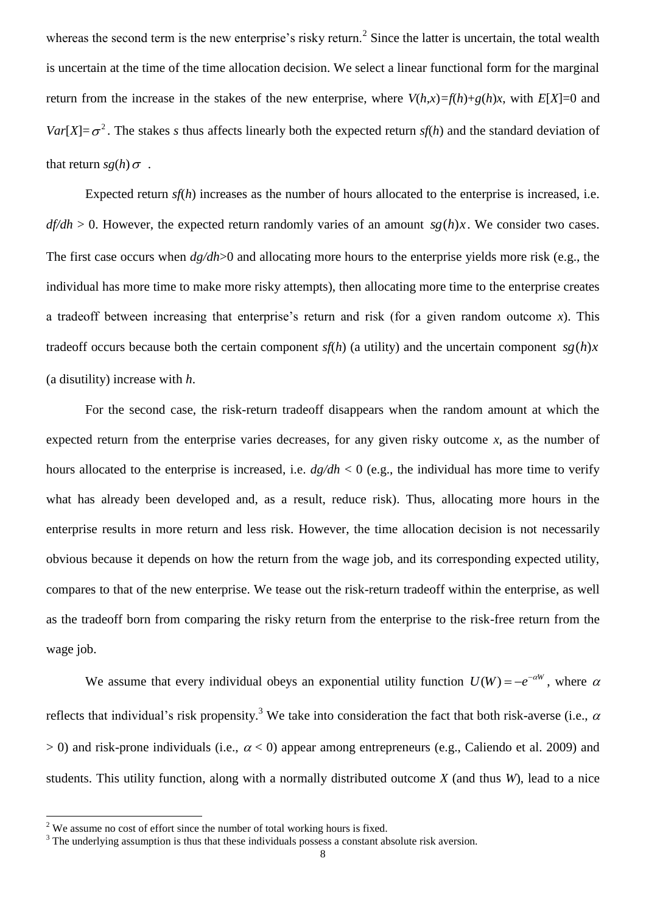whereas the second term is the new enterprise's risky return.[2] Since the latter is uncertain, the total wealth is uncertain at the time of the time allocation decision. We select a linear functional form for the marginal return from the increase in the stakes of the new enterprise, where $V(h,x)=f(h)+g(h)x$, with $E[X]=0$ and $Var[X]=\sigma^2$. The stakes $s$ thus affects linearly both the expected return $sf(h)$ and the standard deviation of that return $sg(h)\sigma$ .

Expected return $sf(h)$ increases as the number of hours allocated to the enterprise is increased, i.e. $df/dh > 0$. However, the expected return randomly varies of an amount $sg(h)x$. We consider two cases. The first case occurs when $dg/dh>0$ and allocating more hours to the enterprise yields more risk (e.g., the individual has more time to make more risky attempts), then allocating more time to the enterprise creates a tradeoff between increasing that enterprise's return and risk (for a given random outcome $x$). This tradeoff occurs because both the certain component $sf(h)$ (a utility) and the uncertain component $sg(h)x$ (a disutility) increase with $h$.

For the second case, the risk-return tradeoff disappears when the random amount at which the expected return from the enterprise varies decreases, for any given risky outcome $x$, as the number of hours allocated to the enterprise is increased, i.e. $dg/dh < 0$ (e.g., the individual has more time to verify what has already been developed and, as a result, reduce risk). Thus, allocating more hours in the enterprise results in more return and less risk. However, the time allocation decision is not necessarily obvious because it depends on how the return from the wage job, and its corresponding expected utility, compares to that of the new enterprise. We tease out the risk-return tradeoff within the enterprise, as well as the tradeoff born from comparing the risky return from the enterprise to the risk-free return from the wage job.

We assume that every individual obeys an exponential utility function $U(W)=-e^{-\alpha W}$, where $\alpha$ reflects that individual's risk propensity.[3] We take into consideration the fact that both risk-averse (i.e., $\alpha > 0$) and risk-prone individuals (i.e., $\alpha < 0$) appear among entrepreneurs (e.g., Caliendo et al. 2009) and students. This utility function, along with a normally distributed outcome $X$ (and thus $W$), lead to a nice

[2] We assume no cost of effort since the number of total working hours is fixed.

[3] The underlying assumption is thus that these individuals possess a constant absolute risk aversion.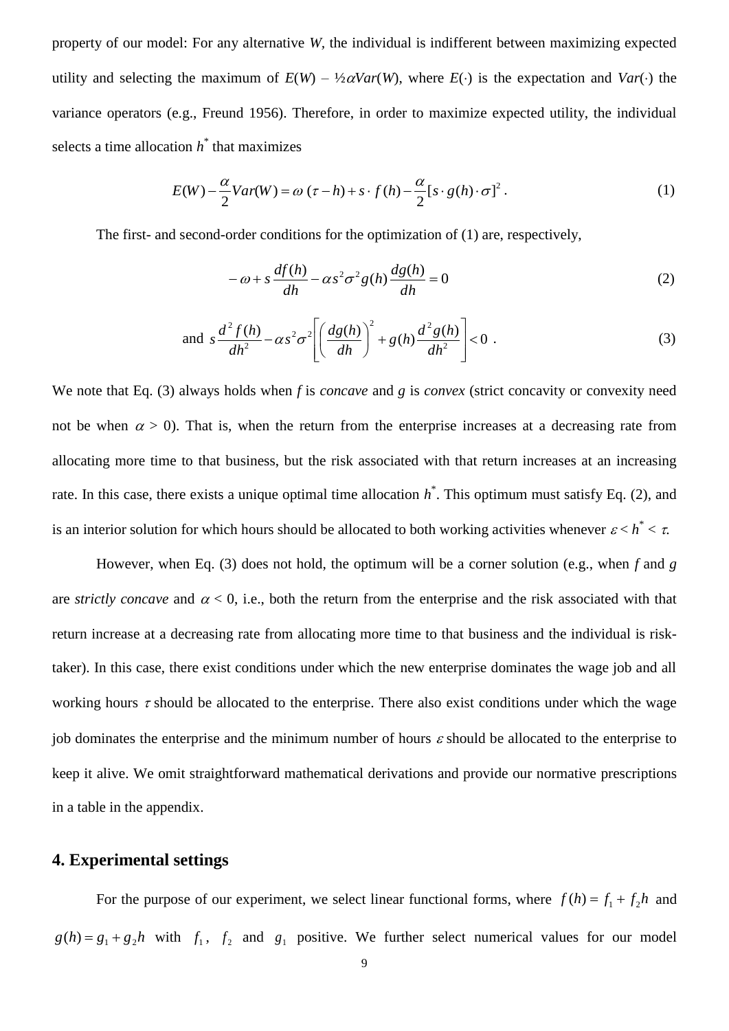property of our model: For any alternative *W*, the individual is indifferent between maximizing expected utility and selecting the maximum of $E(W) - ½\alpha Var(W)$, where $E(\cdot)$ is the expectation and $Var(\cdot)$ the variance operators (e.g., Freund 1956). Therefore, in order to maximize expected utility, the individual selects a time allocation $h^*$ that maximizes

$$E(W) - \frac{\alpha}{2}Var(W) = \omega\,(\tau - h) + s \cdot f(h) - \frac{\alpha}{2}[s \cdot g(h) \cdot \sigma]^2 \,. \tag{1}$$

The first- and second-order conditions for the optimization of (1) are, respectively,

$$-\omega + s\frac{df(h)}{dh} - \alpha s^2 \sigma^2 g(h)\frac{dg(h)}{dh} = 0 \tag{2}$$

$$\text{and } s\frac{d^2 f(h)}{dh^2} - \alpha s^2 \sigma^2 \left[ \left( \frac{dg(h)}{dh} \right)^2 + g(h)\frac{d^2 g(h)}{dh^2} \right] < 0 \,. \tag{3}$$

We note that Eq. (3) always holds when *f* is *concave* and *g* is *convex* (strict concavity or convexity need not be when $\alpha > 0$). That is, when the return from the enterprise increases at a decreasing rate from allocating more time to that business, but the risk associated with that return increases at an increasing rate. In this case, there exists a unique optimal time allocation $h^*$. This optimum must satisfy Eq. (2), and is an interior solution for which hours should be allocated to both working activities whenever $\varepsilon < h^* < \tau$.

However, when Eq. (3) does not hold, the optimum will be a corner solution (e.g., when *f* and *g* are *strictly concave* and $\alpha < 0$, i.e., both the return from the enterprise and the risk associated with that return increase at a decreasing rate from allocating more time to that business and the individual is risk-taker). In this case, there exist conditions under which the new enterprise dominates the wage job and all working hours $\tau$ should be allocated to the enterprise. There also exist conditions under which the wage job dominates the enterprise and the minimum number of hours $\varepsilon$ should be allocated to the enterprise to keep it alive. We omit straightforward mathematical derivations and provide our normative prescriptions in a table in the appendix.

## 4. Experimental settings

For the purpose of our experiment, we select linear functional forms, where $f(h) = f_1 + f_2 h$ and $g(h) = g_1 + g_2 h$ with $f_1$, $f_2$ and $g_1$ positive. We further select numerical values for our model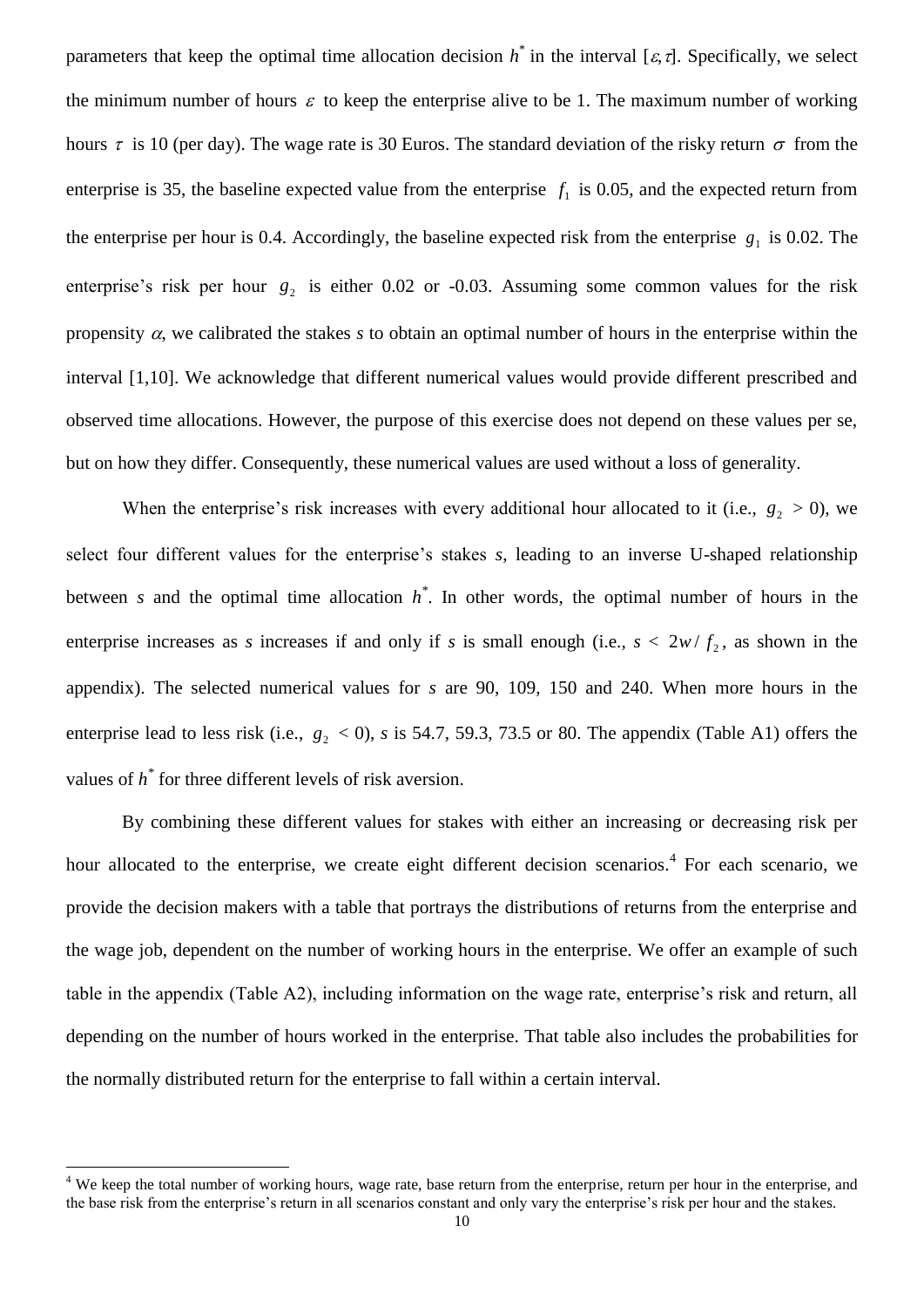parameters that keep the optimal time allocation decision $h^*$ in the interval $[\varepsilon, \tau]$. Specifically, we select the minimum number of hours $\varepsilon$ to keep the enterprise alive to be 1. The maximum number of working hours $\tau$ is 10 (per day). The wage rate is 30 Euros. The standard deviation of the risky return $\sigma$ from the enterprise is 35, the baseline expected value from the enterprise $f_1$ is 0.05, and the expected return from the enterprise per hour is 0.4. Accordingly, the baseline expected risk from the enterprise $g_1$ is 0.02. The enterprise's risk per hour $g_2$ is either 0.02 or -0.03. Assuming some common values for the risk propensity $\alpha$, we calibrated the stakes *s* to obtain an optimal number of hours in the enterprise within the interval [1,10]. We acknowledge that different numerical values would provide different prescribed and observed time allocations. However, the purpose of this exercise does not depend on these values per se, but on how they differ. Consequently, these numerical values are used without a loss of generality.

When the enterprise's risk increases with every additional hour allocated to it (i.e., $g_2 > 0$), we select four different values for the enterprise's stakes *s*, leading to an inverse U-shaped relationship between *s* and the optimal time allocation $h^*$. In other words, the optimal number of hours in the enterprise increases as *s* increases if and only if *s* is small enough (i.e., $s < 2w / f_2$, as shown in the appendix). The selected numerical values for *s* are 90, 109, 150 and 240. When more hours in the enterprise lead to less risk (i.e., $g_2 < 0$), *s* is 54.7, 59.3, 73.5 or 80. The appendix (Table A1) offers the values of $h^*$ for three different levels of risk aversion.

By combining these different values for stakes with either an increasing or decreasing risk per hour allocated to the enterprise, we create eight different decision scenarios.[4] For each scenario, we provide the decision makers with a table that portrays the distributions of returns from the enterprise and the wage job, dependent on the number of working hours in the enterprise. We offer an example of such table in the appendix (Table A2), including information on the wage rate, enterprise's risk and return, all depending on the number of hours worked in the enterprise. That table also includes the probabilities for the normally distributed return for the enterprise to fall within a certain interval.

[4] We keep the total number of working hours, wage rate, base return from the enterprise, return per hour in the enterprise, and the base risk from the enterprise's return in all scenarios constant and only vary the enterprise's risk per hour and the stakes.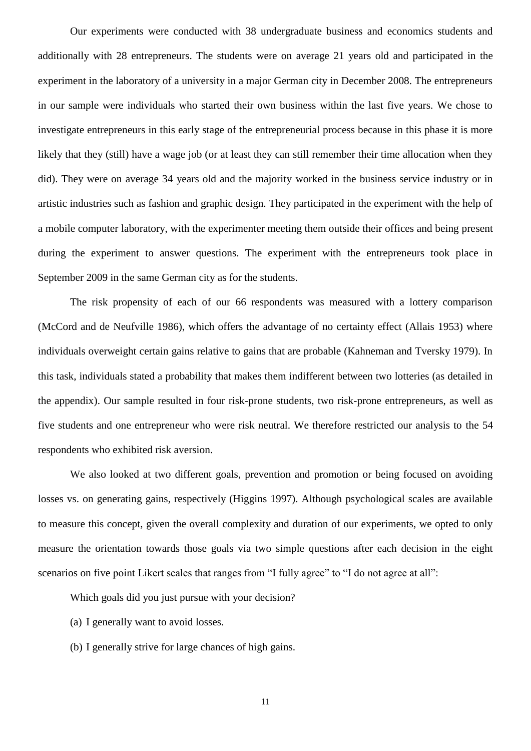Our experiments were conducted with 38 undergraduate business and economics students and additionally with 28 entrepreneurs. The students were on average 21 years old and participated in the experiment in the laboratory of a university in a major German city in December 2008. The entrepreneurs in our sample were individuals who started their own business within the last five years. We chose to investigate entrepreneurs in this early stage of the entrepreneurial process because in this phase it is more likely that they (still) have a wage job (or at least they can still remember their time allocation when they did). They were on average 34 years old and the majority worked in the business service industry or in artistic industries such as fashion and graphic design. They participated in the experiment with the help of a mobile computer laboratory, with the experimenter meeting them outside their offices and being present during the experiment to answer questions. The experiment with the entrepreneurs took place in September 2009 in the same German city as for the students.

The risk propensity of each of our 66 respondents was measured with a lottery comparison (McCord and de Neufville 1986), which offers the advantage of no certainty effect (Allais 1953) where individuals overweight certain gains relative to gains that are probable (Kahneman and Tversky 1979). In this task, individuals stated a probability that makes them indifferent between two lotteries (as detailed in the appendix). Our sample resulted in four risk-prone students, two risk-prone entrepreneurs, as well as five students and one entrepreneur who were risk neutral. We therefore restricted our analysis to the 54 respondents who exhibited risk aversion.

We also looked at two different goals, prevention and promotion or being focused on avoiding losses vs. on generating gains, respectively (Higgins 1997). Although psychological scales are available to measure this concept, given the overall complexity and duration of our experiments, we opted to only measure the orientation towards those goals via two simple questions after each decision in the eight scenarios on five point Likert scales that ranges from "I fully agree" to "I do not agree at all":

Which goals did you just pursue with your decision?

(a) I generally want to avoid losses.

(b) I generally strive for large chances of high gains.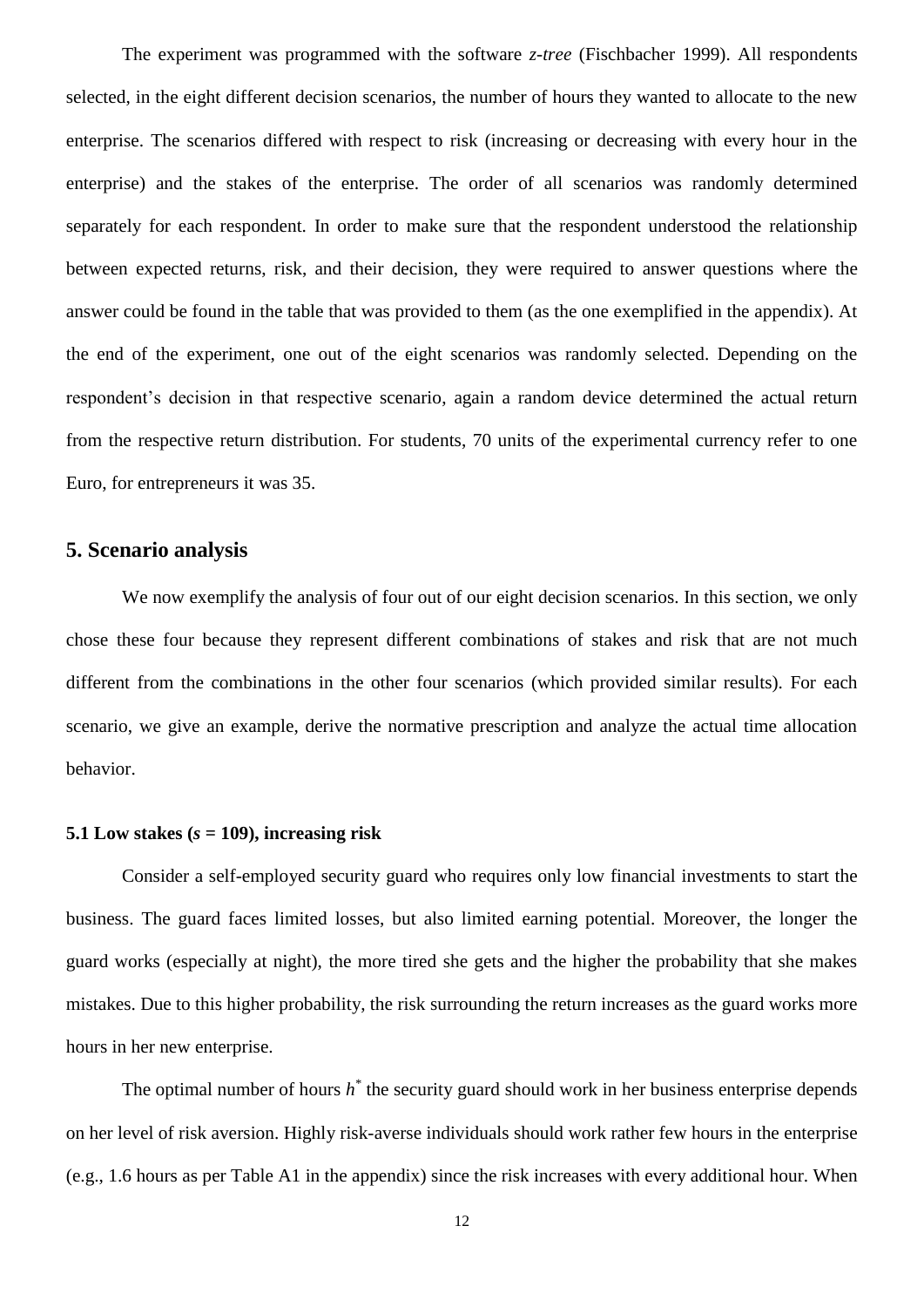The experiment was programmed with the software *z-tree* (Fischbacher 1999). All respondents selected, in the eight different decision scenarios, the number of hours they wanted to allocate to the new enterprise. The scenarios differed with respect to risk (increasing or decreasing with every hour in the enterprise) and the stakes of the enterprise. The order of all scenarios was randomly determined separately for each respondent. In order to make sure that the respondent understood the relationship between expected returns, risk, and their decision, they were required to answer questions where the answer could be found in the table that was provided to them (as the one exemplified in the appendix). At the end of the experiment, one out of the eight scenarios was randomly selected. Depending on the respondent's decision in that respective scenario, again a random device determined the actual return from the respective return distribution. For students, 70 units of the experimental currency refer to one Euro, for entrepreneurs it was 35.

## 5. Scenario analysis

We now exemplify the analysis of four out of our eight decision scenarios. In this section, we only chose these four because they represent different combinations of stakes and risk that are not much different from the combinations in the other four scenarios (which provided similar results). For each scenario, we give an example, derive the normative prescription and analyze the actual time allocation behavior.

### 5.1 Low stakes ($s$ = 109), increasing risk

Consider a self-employed security guard who requires only low financial investments to start the business. The guard faces limited losses, but also limited earning potential. Moreover, the longer the guard works (especially at night), the more tired she gets and the higher the probability that she makes mistakes. Due to this higher probability, the risk surrounding the return increases as the guard works more hours in her new enterprise.

The optimal number of hours $h^*$ the security guard should work in her business enterprise depends on her level of risk aversion. Highly risk-averse individuals should work rather few hours in the enterprise (e.g., 1.6 hours as per Table A1 in the appendix) since the risk increases with every additional hour. When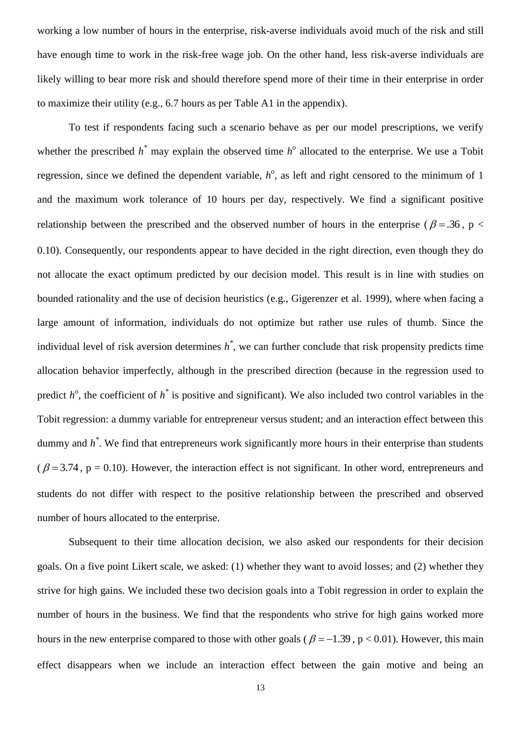working a low number of hours in the enterprise, risk-averse individuals avoid much of the risk and still have enough time to work in the risk-free wage job. On the other hand, less risk-averse individuals are likely willing to bear more risk and should therefore spend more of their time in their enterprise in order to maximize their utility (e.g., 6.7 hours as per Table A1 in the appendix).

To test if respondents facing such a scenario behave as per our model prescriptions, we verify whether the prescribed $h^*$ may explain the observed time $h^o$ allocated to the enterprise. We use a Tobit regression, since we defined the dependent variable, $h^o$, as left and right censored to the minimum of 1 and the maximum work tolerance of 10 hours per day, respectively. We find a significant positive relationship between the prescribed and the observed number of hours in the enterprise ($\beta = .36$, $p < 0.10$). Consequently, our respondents appear to have decided in the right direction, even though they do not allocate the exact optimum predicted by our decision model. This result is in line with studies on bounded rationality and the use of decision heuristics (e.g., Gigerenzer et al. 1999), where when facing a large amount of information, individuals do not optimize but rather use rules of thumb. Since the individual level of risk aversion determines $h^*$, we can further conclude that risk propensity predicts time allocation behavior imperfectly, although in the prescribed direction (because in the regression used to predict $h^o$, the coefficient of $h^*$ is positive and significant). We also included two control variables in the Tobit regression: a dummy variable for entrepreneur versus student; and an interaction effect between this dummy and $h^*$. We find that entrepreneurs work significantly more hours in their enterprise than students ($\beta = 3.74$, $p = 0.10$). However, the interaction effect is not significant. In other word, entrepreneurs and students do not differ with respect to the positive relationship between the prescribed and observed number of hours allocated to the enterprise.

Subsequent to their time allocation decision, we also asked our respondents for their decision goals. On a five point Likert scale, we asked: (1) whether they want to avoid losses; and (2) whether they strive for high gains. We included these two decision goals into a Tobit regression in order to explain the number of hours in the business. We find that the respondents who strive for high gains worked more hours in the new enterprise compared to those with other goals ($\beta = -1.39$, $p < 0.01$). However, this main effect disappears when we include an interaction effect between the gain motive and being an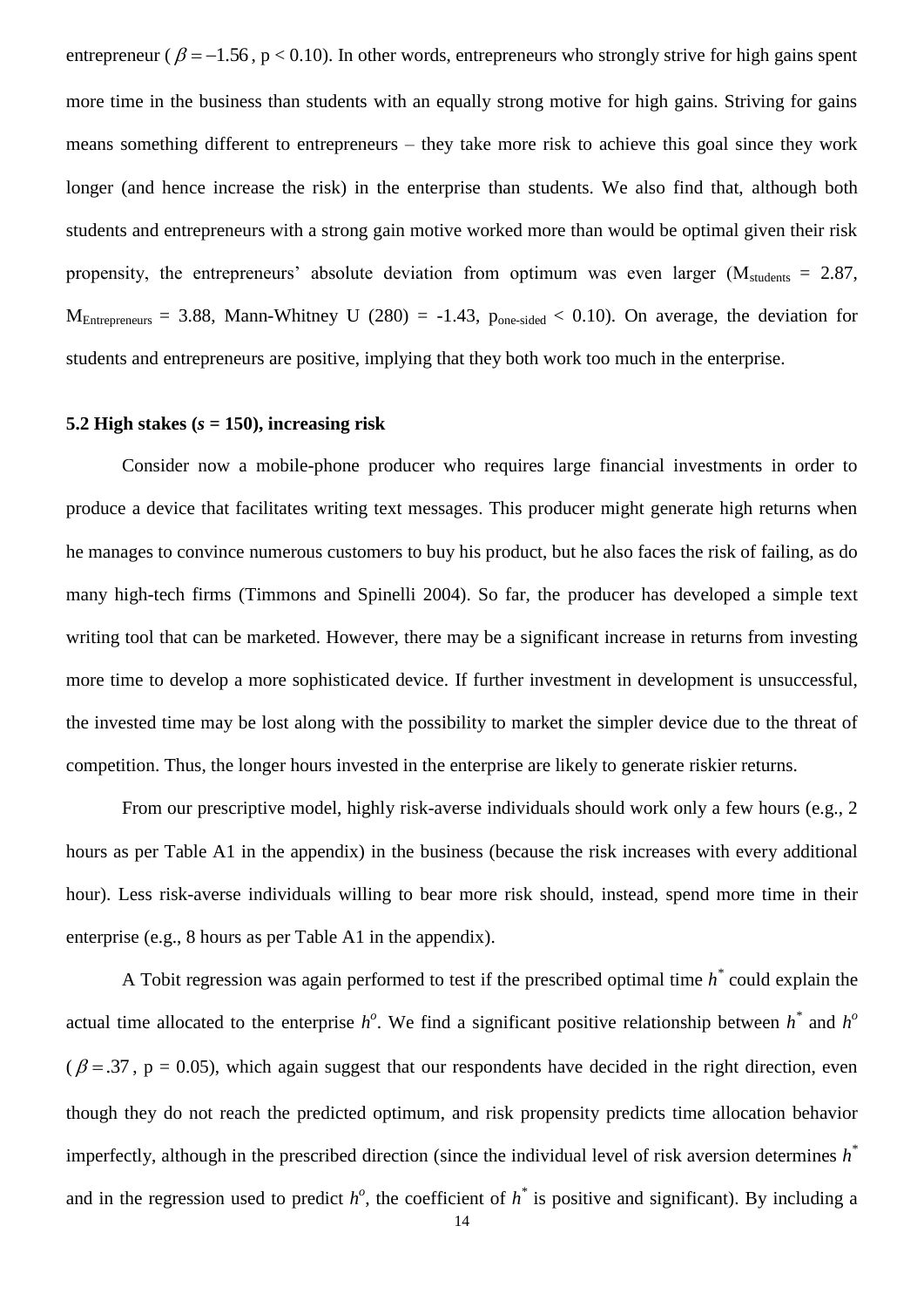entrepreneur ($\beta = -1.56$, $p < 0.10$). In other words, entrepreneurs who strongly strive for high gains spent more time in the business than students with an equally strong motive for high gains. Striving for gains means something different to entrepreneurs – they take more risk to achieve this goal since they work longer (and hence increase the risk) in the enterprise than students. We also find that, although both students and entrepreneurs with a strong gain motive worked more than would be optimal given their risk propensity, the entrepreneurs' absolute deviation from optimum was even larger ($M_{students} = 2.87$, $M_{Entrepreneurs} = 3.88$, Mann-Whitney U (280) = -1.43, $p_{one\text{-}sided} < 0.10$). On average, the deviation for students and entrepreneurs are positive, implying that they both work too much in the enterprise.

### 5.2 High stakes ($s$ = 150), increasing risk

Consider now a mobile-phone producer who requires large financial investments in order to produce a device that facilitates writing text messages. This producer might generate high returns when he manages to convince numerous customers to buy his product, but he also faces the risk of failing, as do many high-tech firms (Timmons and Spinelli 2004). So far, the producer has developed a simple text writing tool that can be marketed. However, there may be a significant increase in returns from investing more time to develop a more sophisticated device. If further investment in development is unsuccessful, the invested time may be lost along with the possibility to market the simpler device due to the threat of competition. Thus, the longer hours invested in the enterprise are likely to generate riskier returns.

From our prescriptive model, highly risk-averse individuals should work only a few hours (e.g., 2 hours as per Table A1 in the appendix) in the business (because the risk increases with every additional hour). Less risk-averse individuals willing to bear more risk should, instead, spend more time in their enterprise (e.g., 8 hours as per Table A1 in the appendix).

A Tobit regression was again performed to test if the prescribed optimal time $h^*$ could explain the actual time allocated to the enterprise $h^o$. We find a significant positive relationship between $h^*$ and $h^o$ ($\beta = .37$, p = 0.05), which again suggest that our respondents have decided in the right direction, even though they do not reach the predicted optimum, and risk propensity predicts time allocation behavior imperfectly, although in the prescribed direction (since the individual level of risk aversion determines $h^*$ and in the regression used to predict $h^o$, the coefficient of $h^*$ is positive and significant). By including a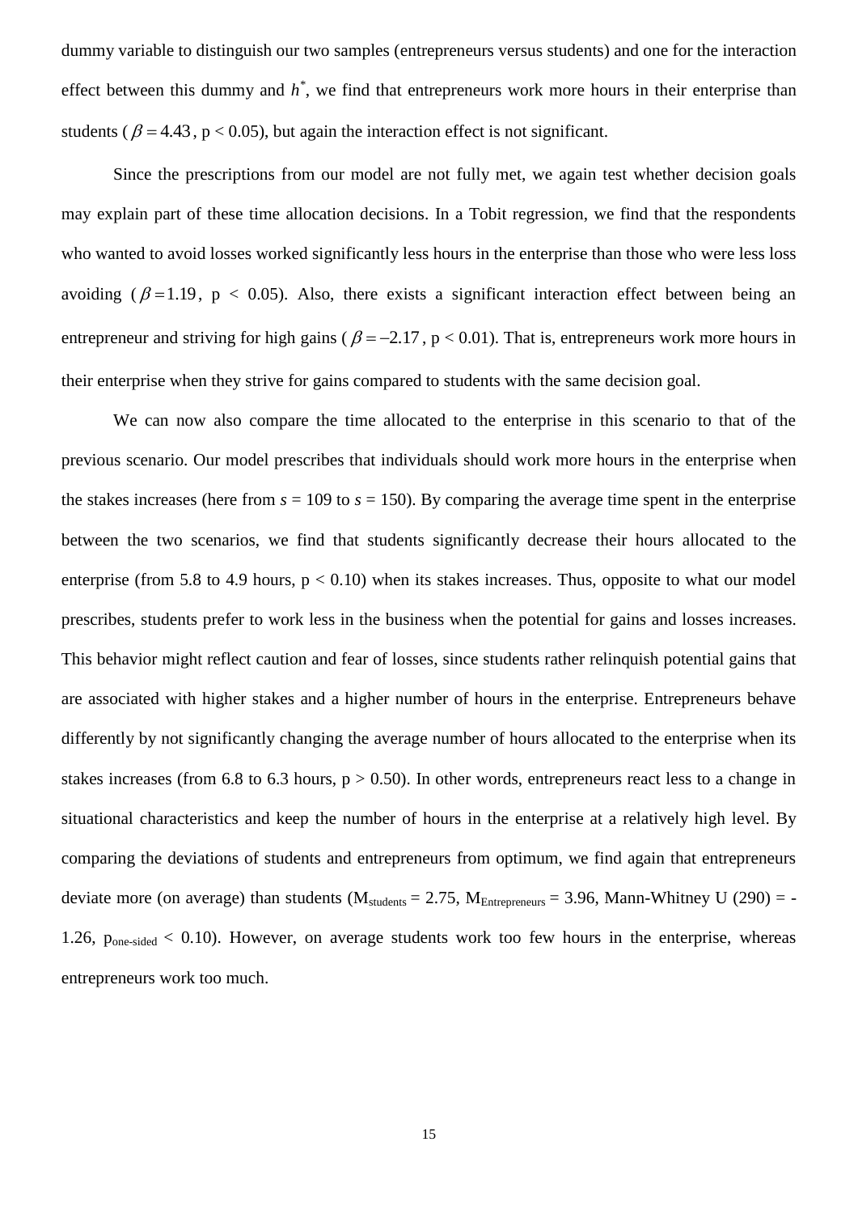dummy variable to distinguish our two samples (entrepreneurs versus students) and one for the interaction effect between this dummy and $h^*$, we find that entrepreneurs work more hours in their enterprise than students ($\beta = 4.43$, $p < 0.05$), but again the interaction effect is not significant.

Since the prescriptions from our model are not fully met, we again test whether decision goals may explain part of these time allocation decisions. In a Tobit regression, we find that the respondents who wanted to avoid losses worked significantly less hours in the enterprise than those who were less loss avoiding ($\beta = 1.19$, $p < 0.05$). Also, there exists a significant interaction effect between being an entrepreneur and striving for high gains ($\beta = -2.17$, $p < 0.01$). That is, entrepreneurs work more hours in their enterprise when they strive for gains compared to students with the same decision goal.

We can now also compare the time allocated to the enterprise in this scenario to that of the previous scenario. Our model prescribes that individuals should work more hours in the enterprise when the stakes increases (here from $s$ = 109 to $s$ = 150). By comparing the average time spent in the enterprise between the two scenarios, we find that students significantly decrease their hours allocated to the enterprise (from 5.8 to 4.9 hours, $p < 0.10$) when its stakes increases. Thus, opposite to what our model prescribes, students prefer to work less in the business when the potential for gains and losses increases. This behavior might reflect caution and fear of losses, since students rather relinquish potential gains that are associated with higher stakes and a higher number of hours in the enterprise. Entrepreneurs behave differently by not significantly changing the average number of hours allocated to the enterprise when its stakes increases (from 6.8 to 6.3 hours, $p > 0.50$). In other words, entrepreneurs react less to a change in situational characteristics and keep the number of hours in the enterprise at a relatively high level. By comparing the deviations of students and entrepreneurs from optimum, we find again that entrepreneurs deviate more (on average) than students ($M_{students} = 2.75$, $M_{Entrepreneurs} = 3.96$, Mann-Whitney U (290) = -1.26, $p_{one\text{-}sided} < 0.10$). However, on average students work too few hours in the enterprise, whereas entrepreneurs work too much.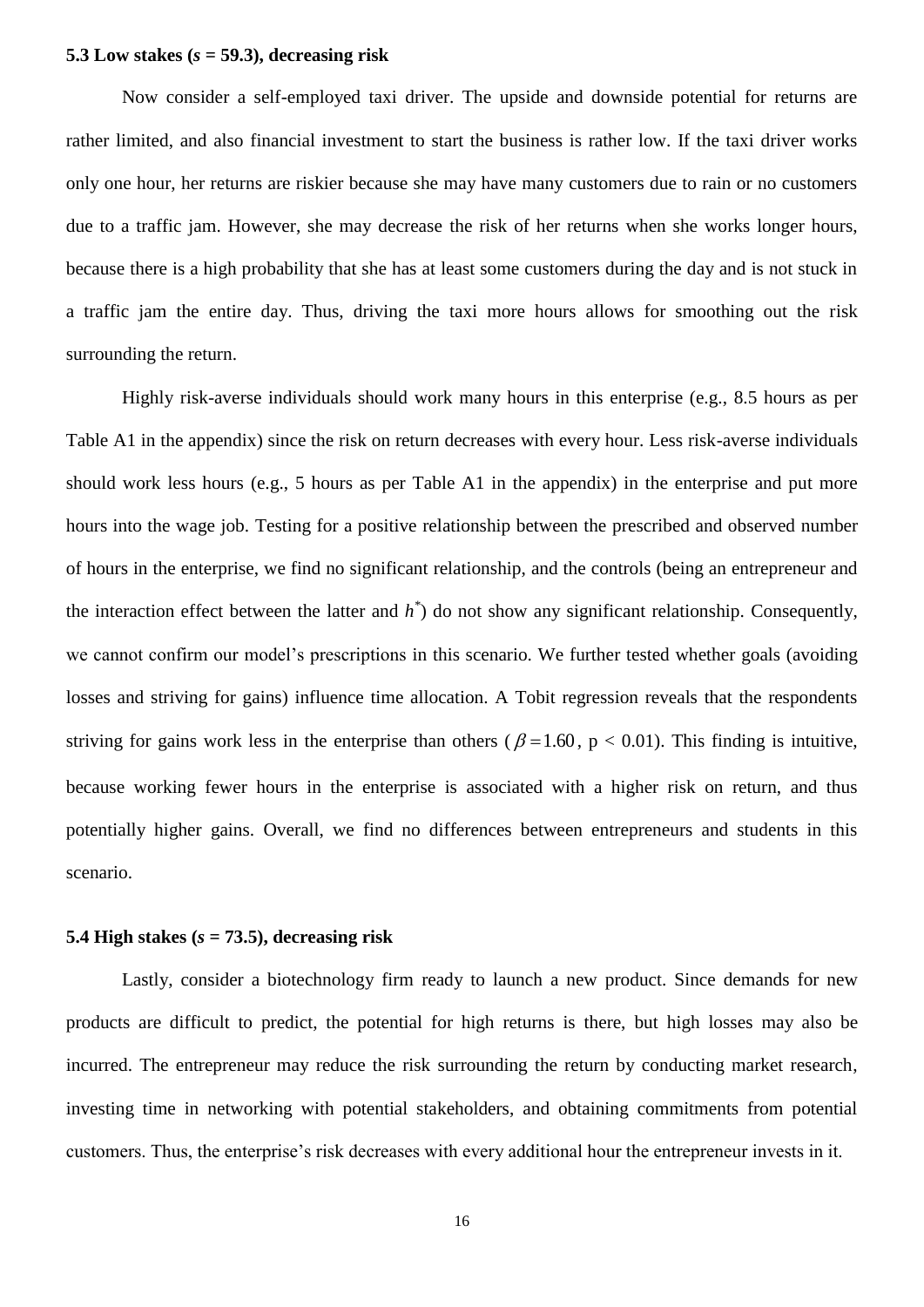### 5.3 Low stakes ($s$ = 59.3), decreasing risk

Now consider a self-employed taxi driver. The upside and downside potential for returns are rather limited, and also financial investment to start the business is rather low. If the taxi driver works only one hour, her returns are riskier because she may have many customers due to rain or no customers due to a traffic jam. However, she may decrease the risk of her returns when she works longer hours, because there is a high probability that she has at least some customers during the day and is not stuck in a traffic jam the entire day. Thus, driving the taxi more hours allows for smoothing out the risk surrounding the return.

Highly risk-averse individuals should work many hours in this enterprise (e.g., 8.5 hours as per Table A1 in the appendix) since the risk on return decreases with every hour. Less risk-averse individuals should work less hours (e.g., 5 hours as per Table A1 in the appendix) in the enterprise and put more hours into the wage job. Testing for a positive relationship between the prescribed and observed number of hours in the enterprise, we find no significant relationship, and the controls (being an entrepreneur and the interaction effect between the latter and $h^*$) do not show any significant relationship. Consequently, we cannot confirm our model's prescriptions in this scenario. We further tested whether goals (avoiding losses and striving for gains) influence time allocation. A Tobit regression reveals that the respondents striving for gains work less in the enterprise than others ($\beta = 1.60$, $p < 0.01$). This finding is intuitive, because working fewer hours in the enterprise is associated with a higher risk on return, and thus potentially higher gains. Overall, we find no differences between entrepreneurs and students in this scenario.

### 5.4 High stakes ($s$ = 73.5), decreasing risk

Lastly, consider a biotechnology firm ready to launch a new product. Since demands for new products are difficult to predict, the potential for high returns is there, but high losses may also be incurred. The entrepreneur may reduce the risk surrounding the return by conducting market research, investing time in networking with potential stakeholders, and obtaining commitments from potential customers. Thus, the enterprise's risk decreases with every additional hour the entrepreneur invests in it.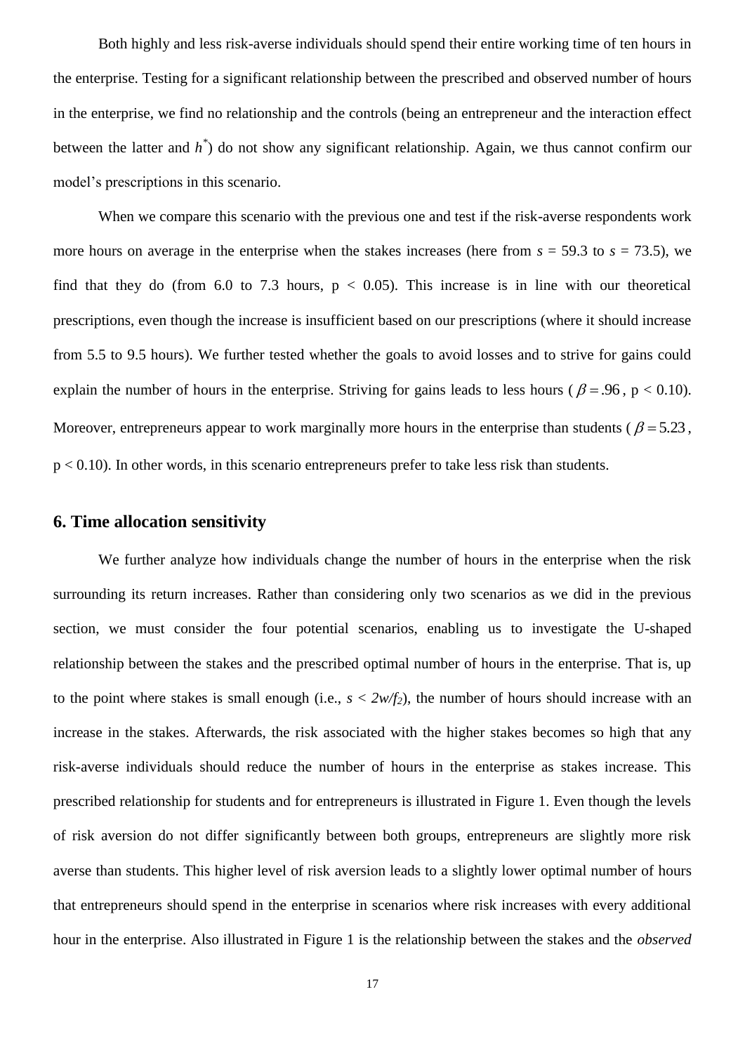Both highly and less risk-averse individuals should spend their entire working time of ten hours in the enterprise. Testing for a significant relationship between the prescribed and observed number of hours in the enterprise, we find no relationship and the controls (being an entrepreneur and the interaction effect between the latter and $h^*$) do not show any significant relationship. Again, we thus cannot confirm our model's prescriptions in this scenario.

When we compare this scenario with the previous one and test if the risk-averse respondents work more hours on average in the enterprise when the stakes increases (here from $s = 59.3$ to $s = 73.5$), we find that they do (from 6.0 to 7.3 hours, $p < 0.05$). This increase is in line with our theoretical prescriptions, even though the increase is insufficient based on our prescriptions (where it should increase from 5.5 to 9.5 hours). We further tested whether the goals to avoid losses and to strive for gains could explain the number of hours in the enterprise. Striving for gains leads to less hours ($\beta = .96$, $p < 0.10$). Moreover, entrepreneurs appear to work marginally more hours in the enterprise than students ($\beta = 5.23$, $p < 0.10$). In other words, in this scenario entrepreneurs prefer to take less risk than students.

## 6. Time allocation sensitivity

We further analyze how individuals change the number of hours in the enterprise when the risk surrounding its return increases. Rather than considering only two scenarios as we did in the previous section, we must consider the four potential scenarios, enabling us to investigate the U-shaped relationship between the stakes and the prescribed optimal number of hours in the enterprise. That is, up to the point where stakes is small enough (i.e., $s < 2w/f_2$), the number of hours should increase with an increase in the stakes. Afterwards, the risk associated with the higher stakes becomes so high that any risk-averse individuals should reduce the number of hours in the enterprise as stakes increase. This prescribed relationship for students and for entrepreneurs is illustrated in Figure 1. Even though the levels of risk aversion do not differ significantly between both groups, entrepreneurs are slightly more risk averse than students. This higher level of risk aversion leads to a slightly lower optimal number of hours that entrepreneurs should spend in the enterprise in scenarios where risk increases with every additional hour in the enterprise. Also illustrated in Figure 1 is the relationship between the stakes and the *observed*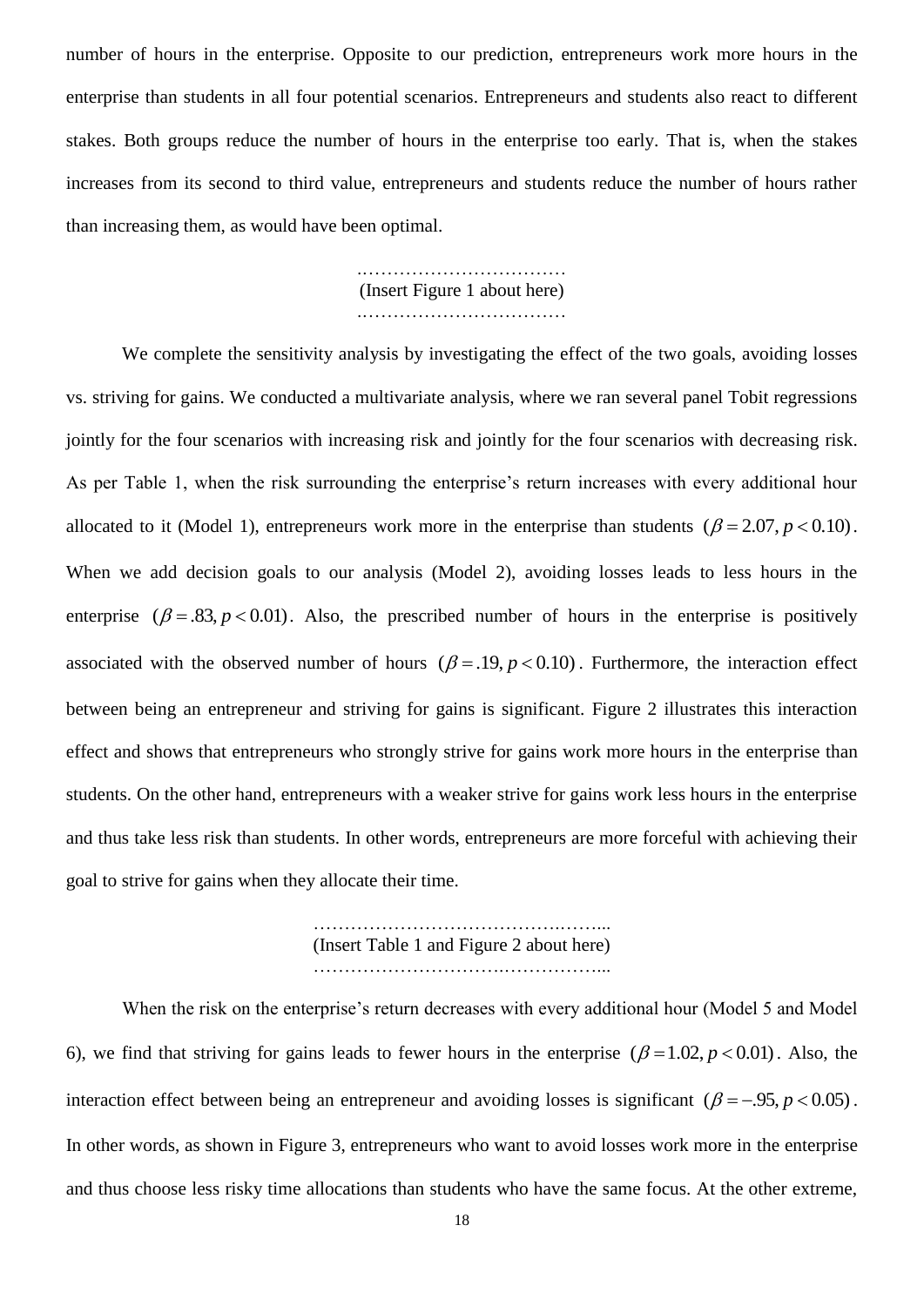number of hours in the enterprise. Opposite to our prediction, entrepreneurs work more hours in the enterprise than students in all four potential scenarios. Entrepreneurs and students also react to different stakes. Both groups reduce the number of hours in the enterprise too early. That is, when the stakes increases from its second to third value, entrepreneurs and students reduce the number of hours rather than increasing them, as would have been optimal.

……………………………
(Insert Figure 1 about here)
……………………………

We complete the sensitivity analysis by investigating the effect of the two goals, avoiding losses vs. striving for gains. We conducted a multivariate analysis, where we ran several panel Tobit regressions jointly for the four scenarios with increasing risk and jointly for the four scenarios with decreasing risk. As per Table 1, when the risk surrounding the enterprise's return increases with every additional hour allocated to it (Model 1), entrepreneurs work more in the enterprise than students $(\beta = 2.07, p < 0.10)$. When we add decision goals to our analysis (Model 2), avoiding losses leads to less hours in the enterprise $(\beta = .83, p < 0.01)$. Also, the prescribed number of hours in the enterprise is positively associated with the observed number of hours $(\beta = .19, p < 0.10)$. Furthermore, the interaction effect between being an entrepreneur and striving for gains is significant. Figure 2 illustrates this interaction effect and shows that entrepreneurs who strongly strive for gains work more hours in the enterprise than students. On the other hand, entrepreneurs with a weaker strive for gains work less hours in the enterprise and thus take less risk than students. In other words, entrepreneurs are more forceful with achieving their goal to strive for gains when they allocate their time.

…………………………………………
(Insert Table 1 and Figure 2 about here)
…………………………………………

When the risk on the enterprise's return decreases with every additional hour (Model 5 and Model 6), we find that striving for gains leads to fewer hours in the enterprise $(\beta = 1.02, p < 0.01)$. Also, the interaction effect between being an entrepreneur and avoiding losses is significant $(\beta = -.95, p < 0.05)$. In other words, as shown in Figure 3, entrepreneurs who want to avoid losses work more in the enterprise and thus choose less risky time allocations than students who have the same focus. At the other extreme,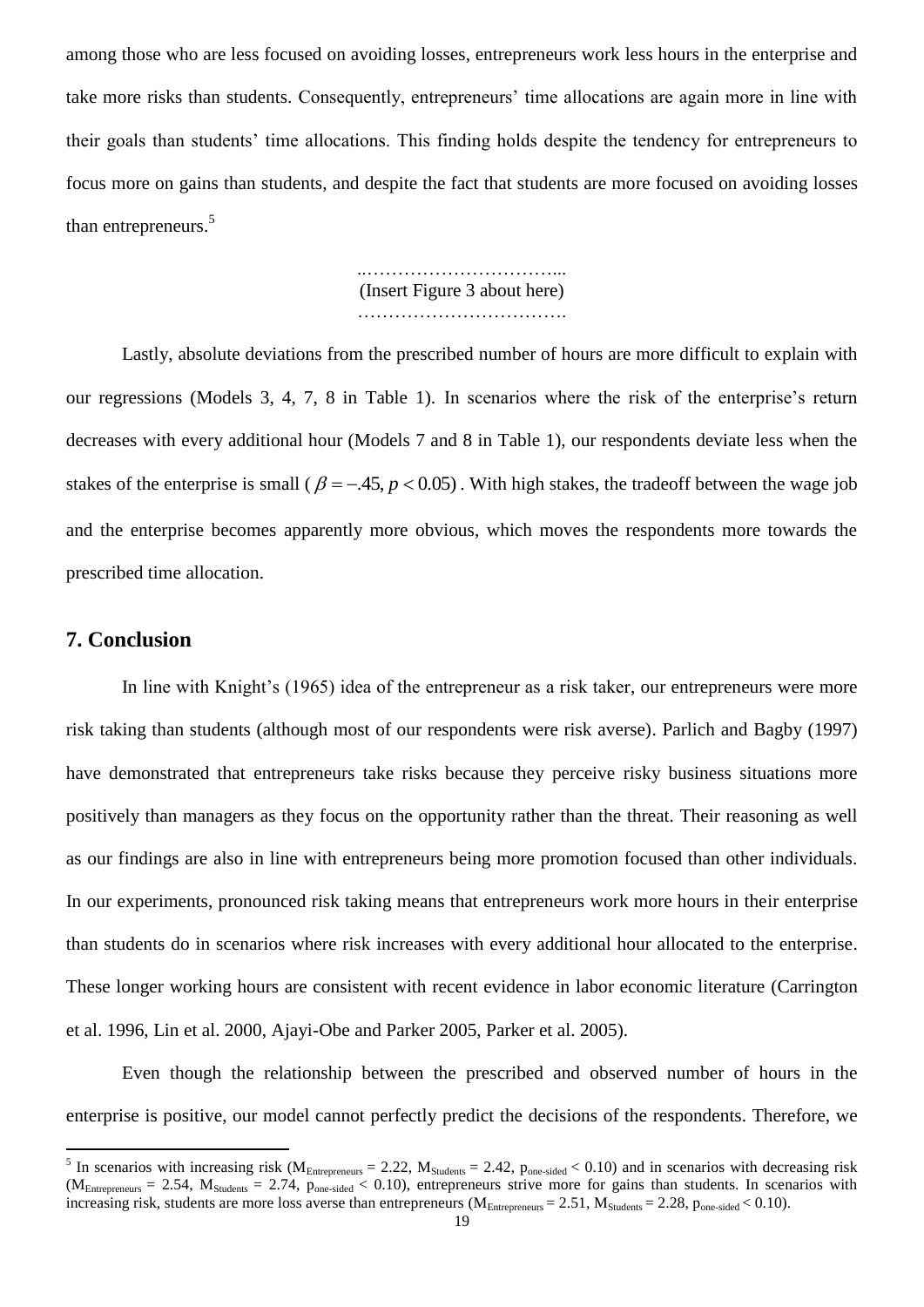among those who are less focused on avoiding losses, entrepreneurs work less hours in the enterprise and take more risks than students. Consequently, entrepreneurs' time allocations are again more in line with their goals than students' time allocations. This finding holds despite the tendency for entrepreneurs to focus more on gains than students, and despite the fact that students are more focused on avoiding losses than entrepreneurs.[5]

..…………………………...
(Insert Figure 3 about here)
…………………………….

Lastly, absolute deviations from the prescribed number of hours are more difficult to explain with our regressions (Models 3, 4, 7, 8 in Table 1). In scenarios where the risk of the enterprise's return decreases with every additional hour (Models 7 and 8 in Table 1), our respondents deviate less when the stakes of the enterprise is small ($\beta = -.45, p < 0.05$). With high stakes, the tradeoff between the wage job and the enterprise becomes apparently more obvious, which moves the respondents more towards the prescribed time allocation.

## 7. Conclusion

In line with Knight's (1965) idea of the entrepreneur as a risk taker, our entrepreneurs were more risk taking than students (although most of our respondents were risk averse). Parlich and Bagby (1997) have demonstrated that entrepreneurs take risks because they perceive risky business situations more positively than managers as they focus on the opportunity rather than the threat. Their reasoning as well as our findings are also in line with entrepreneurs being more promotion focused than other individuals. In our experiments, pronounced risk taking means that entrepreneurs work more hours in their enterprise than students do in scenarios where risk increases with every additional hour allocated to the enterprise. These longer working hours are consistent with recent evidence in labor economic literature (Carrington et al. 1996, Lin et al. 2000, Ajayi-Obe and Parker 2005, Parker et al. 2005).

Even though the relationship between the prescribed and observed number of hours in the enterprise is positive, our model cannot perfectly predict the decisions of the respondents. Therefore, we

---

[5] In scenarios with increasing risk ($M_{Entrepreneurs} = 2.22$, $M_{Students} = 2.42$, $p_{one\text{-}sided} < 0.10$) and in scenarios with decreasing risk ($M_{Entrepreneurs} = 2.54$, $M_{Students} = 2.74$, $p_{one\text{-}sided} < 0.10$), entrepreneurs strive more for gains than students. In scenarios with increasing risk, students are more loss averse than entrepreneurs ($M_{Entrepreneurs} = 2.51$, $M_{Students} = 2.28$, $p_{one\text{-}sided} < 0.10$).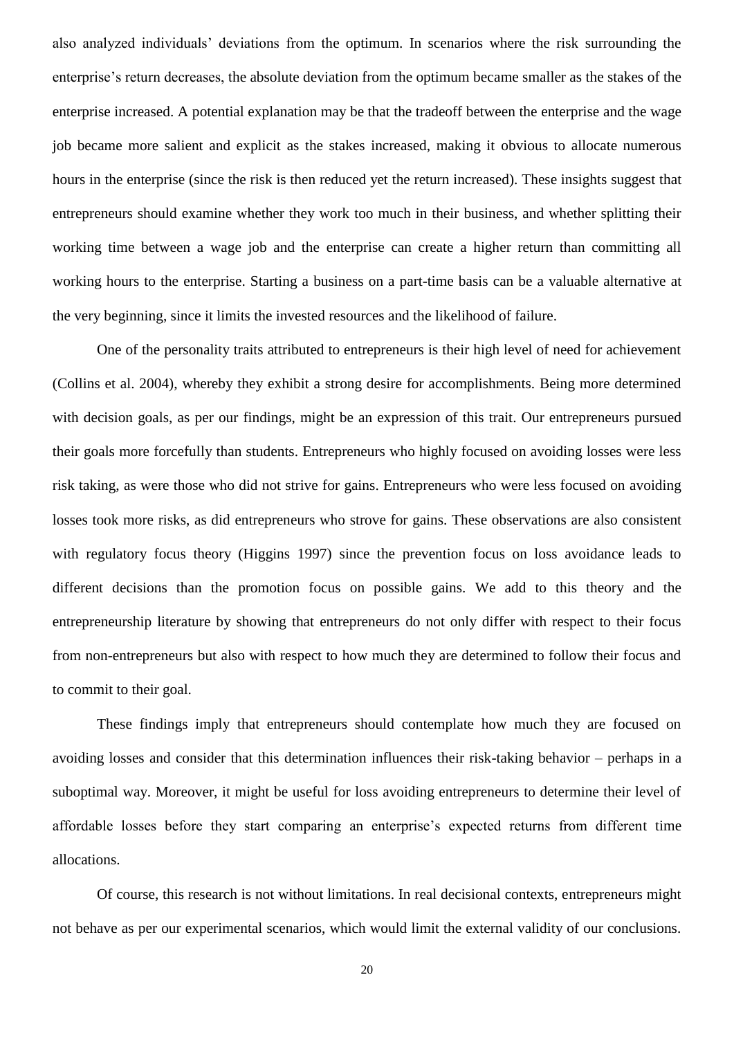also analyzed individuals' deviations from the optimum. In scenarios where the risk surrounding the enterprise's return decreases, the absolute deviation from the optimum became smaller as the stakes of the enterprise increased. A potential explanation may be that the tradeoff between the enterprise and the wage job became more salient and explicit as the stakes increased, making it obvious to allocate numerous hours in the enterprise (since the risk is then reduced yet the return increased). These insights suggest that entrepreneurs should examine whether they work too much in their business, and whether splitting their working time between a wage job and the enterprise can create a higher return than committing all working hours to the enterprise. Starting a business on a part-time basis can be a valuable alternative at the very beginning, since it limits the invested resources and the likelihood of failure.

One of the personality traits attributed to entrepreneurs is their high level of need for achievement (Collins et al. 2004), whereby they exhibit a strong desire for accomplishments. Being more determined with decision goals, as per our findings, might be an expression of this trait. Our entrepreneurs pursued their goals more forcefully than students. Entrepreneurs who highly focused on avoiding losses were less risk taking, as were those who did not strive for gains. Entrepreneurs who were less focused on avoiding losses took more risks, as did entrepreneurs who strove for gains. These observations are also consistent with regulatory focus theory (Higgins 1997) since the prevention focus on loss avoidance leads to different decisions than the promotion focus on possible gains. We add to this theory and the entrepreneurship literature by showing that entrepreneurs do not only differ with respect to their focus from non-entrepreneurs but also with respect to how much they are determined to follow their focus and to commit to their goal.

These findings imply that entrepreneurs should contemplate how much they are focused on avoiding losses and consider that this determination influences their risk-taking behavior – perhaps in a suboptimal way. Moreover, it might be useful for loss avoiding entrepreneurs to determine their level of affordable losses before they start comparing an enterprise's expected returns from different time allocations.

Of course, this research is not without limitations. In real decisional contexts, entrepreneurs might not behave as per our experimental scenarios, which would limit the external validity of our conclusions.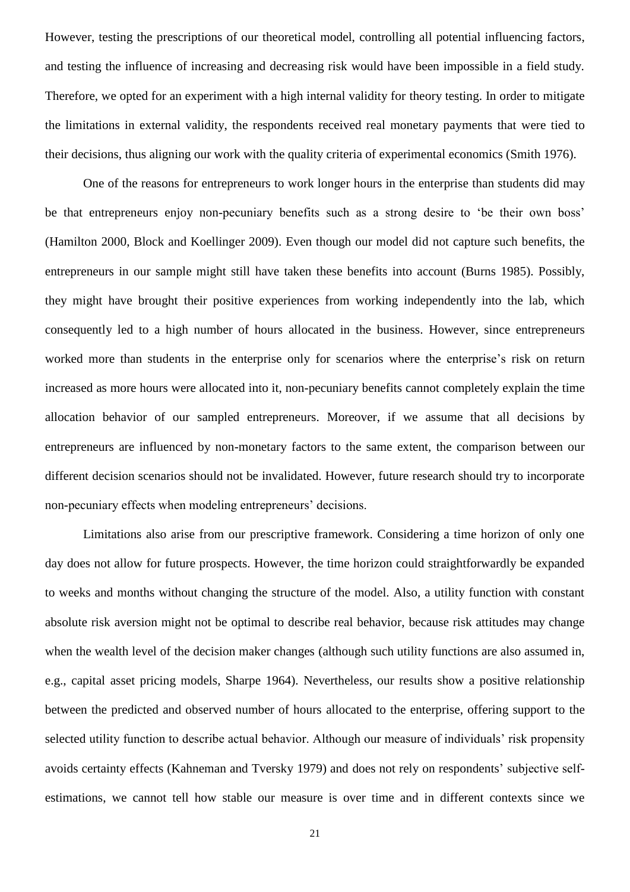However, testing the prescriptions of our theoretical model, controlling all potential influencing factors, and testing the influence of increasing and decreasing risk would have been impossible in a field study. Therefore, we opted for an experiment with a high internal validity for theory testing. In order to mitigate the limitations in external validity, the respondents received real monetary payments that were tied to their decisions, thus aligning our work with the quality criteria of experimental economics (Smith 1976).

One of the reasons for entrepreneurs to work longer hours in the enterprise than students did may be that entrepreneurs enjoy non-pecuniary benefits such as a strong desire to 'be their own boss' (Hamilton 2000, Block and Koellinger 2009). Even though our model did not capture such benefits, the entrepreneurs in our sample might still have taken these benefits into account (Burns 1985). Possibly, they might have brought their positive experiences from working independently into the lab, which consequently led to a high number of hours allocated in the business. However, since entrepreneurs worked more than students in the enterprise only for scenarios where the enterprise's risk on return increased as more hours were allocated into it, non-pecuniary benefits cannot completely explain the time allocation behavior of our sampled entrepreneurs. Moreover, if we assume that all decisions by entrepreneurs are influenced by non-monetary factors to the same extent, the comparison between our different decision scenarios should not be invalidated. However, future research should try to incorporate non-pecuniary effects when modeling entrepreneurs' decisions.

Limitations also arise from our prescriptive framework. Considering a time horizon of only one day does not allow for future prospects. However, the time horizon could straightforwardly be expanded to weeks and months without changing the structure of the model. Also, a utility function with constant absolute risk aversion might not be optimal to describe real behavior, because risk attitudes may change when the wealth level of the decision maker changes (although such utility functions are also assumed in, e.g., capital asset pricing models, Sharpe 1964). Nevertheless, our results show a positive relationship between the predicted and observed number of hours allocated to the enterprise, offering support to the selected utility function to describe actual behavior. Although our measure of individuals' risk propensity avoids certainty effects (Kahneman and Tversky 1979) and does not rely on respondents' subjective self-estimations, we cannot tell how stable our measure is over time and in different contexts since we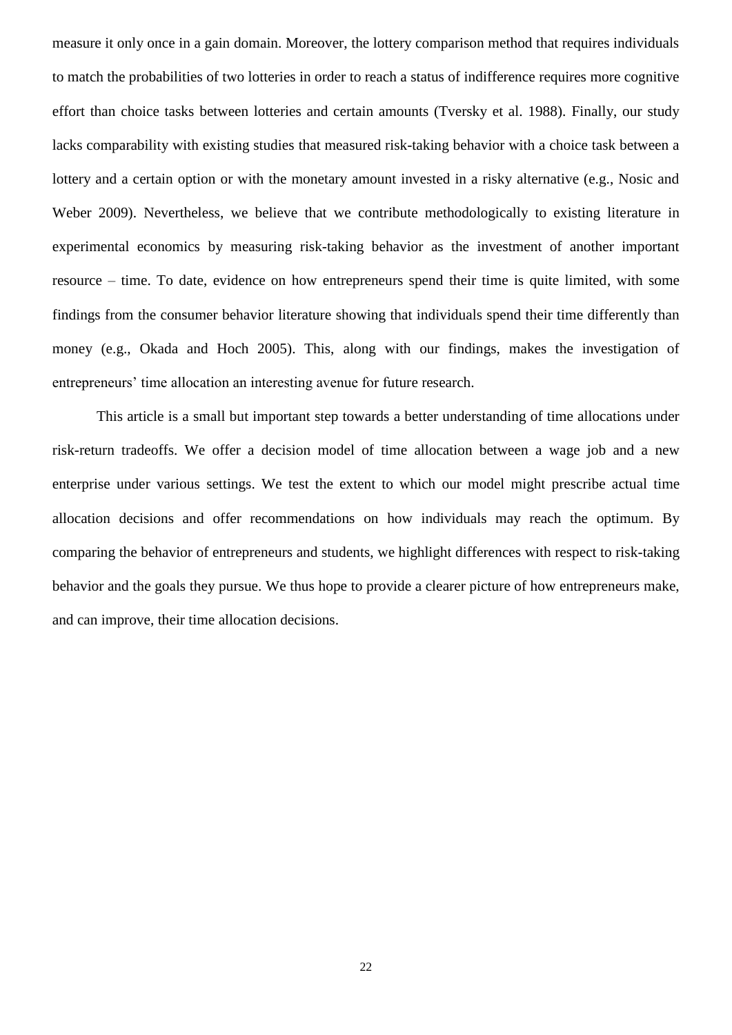measure it only once in a gain domain. Moreover, the lottery comparison method that requires individuals to match the probabilities of two lotteries in order to reach a status of indifference requires more cognitive effort than choice tasks between lotteries and certain amounts (Tversky et al. 1988). Finally, our study lacks comparability with existing studies that measured risk-taking behavior with a choice task between a lottery and a certain option or with the monetary amount invested in a risky alternative (e.g., Nosic and Weber 2009). Nevertheless, we believe that we contribute methodologically to existing literature in experimental economics by measuring risk-taking behavior as the investment of another important resource – time. To date, evidence on how entrepreneurs spend their time is quite limited, with some findings from the consumer behavior literature showing that individuals spend their time differently than money (e.g., Okada and Hoch 2005). This, along with our findings, makes the investigation of entrepreneurs' time allocation an interesting avenue for future research.

This article is a small but important step towards a better understanding of time allocations under risk-return tradeoffs. We offer a decision model of time allocation between a wage job and a new enterprise under various settings. We test the extent to which our model might prescribe actual time allocation decisions and offer recommendations on how individuals may reach the optimum. By comparing the behavior of entrepreneurs and students, we highlight differences with respect to risk-taking behavior and the goals they pursue. We thus hope to provide a clearer picture of how entrepreneurs make, and can improve, their time allocation decisions.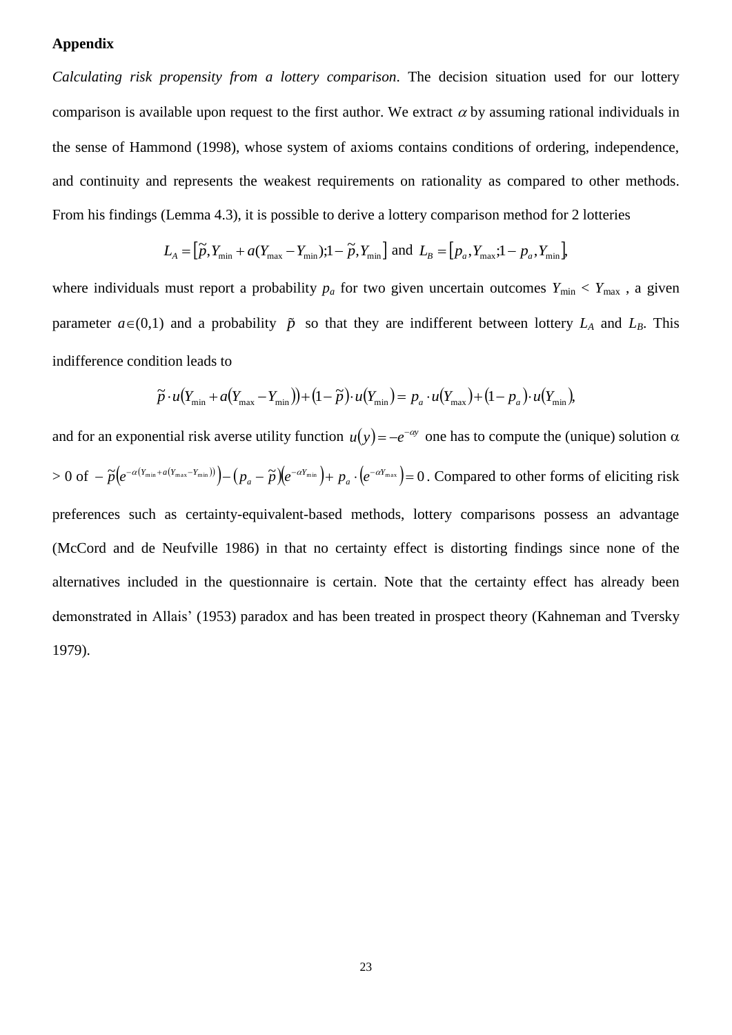**Appendix**

*Calculating risk propensity from a lottery comparison*. The decision situation used for our lottery comparison is available upon request to the first author. We extract $\alpha$ by assuming rational individuals in the sense of Hammond (1998), whose system of axioms contains conditions of ordering, independence, and continuity and represents the weakest requirements on rationality as compared to other methods. From his findings (Lemma 4.3), it is possible to derive a lottery comparison method for 2 lotteries

$$L_A = \left[\tilde{p}, Y_{\min} + a(Y_{\max} - Y_{\min}); 1 - \tilde{p}, Y_{\min}\right] \text{ and } L_B = \left[p_a, Y_{\max}; 1 - p_a, Y_{\min}\right],$$

where individuals must report a probability $p_a$ for two given uncertain outcomes $Y_{\min} < Y_{\max}$ , a given parameter $a \in (0,1)$ and a probability $\tilde{p}$ so that they are indifferent between lottery $L_A$ and $L_B$. This indifference condition leads to

$$\tilde{p} \cdot u\left(Y_{\min} + a\left(Y_{\max} - Y_{\min}\right)\right) + \left(1 - \tilde{p}\right) \cdot u\left(Y_{\min}\right) = p_a \cdot u\left(Y_{\max}\right) + \left(1 - p_a\right) \cdot u\left(Y_{\min}\right),$$

and for an exponential risk averse utility function $u(y) = -e^{-\alpha y}$ one has to compute the (unique) solution $\alpha > 0$ of $-\tilde{p}\left(e^{-\alpha\left(Y_{\min} + a\left(Y_{\max} - Y_{\min}\right)\right)}\right) - \left(p_a - \tilde{p}\right)\left(e^{-\alpha Y_{\min}}\right) + p_a \cdot \left(e^{-\alpha Y_{\max}}\right) = 0$. Compared to other forms of eliciting risk preferences such as certainty-equivalent-based methods, lottery comparisons possess an advantage (McCord and de Neufville 1986) in that no certainty effect is distorting findings since none of the alternatives included in the questionnaire is certain. Note that the certainty effect has already been demonstrated in Allais' (1953) paradox and has been treated in prospect theory (Kahneman and Tversky 1979).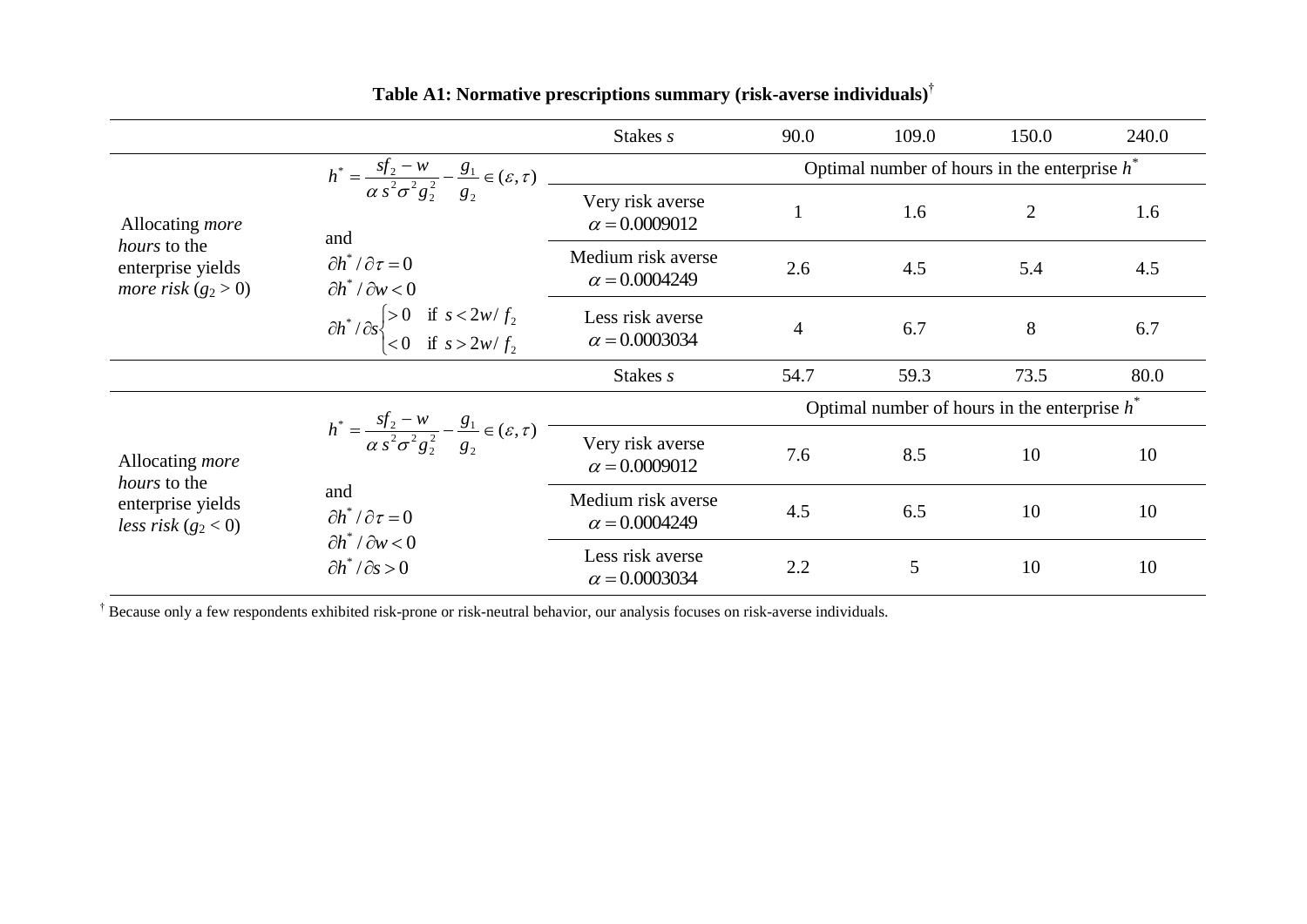**Table A1: Normative prescriptions summary (risk-averse individuals)[†]**

| | | Stakes $s$ | 90.0 | 109.0 | 150.0 | 240.0 |
|---|---|---|---|---|---|---|
| Allocating *more hours* to the enterprise yields *more risk* ($g_2 > 0$) | $h^* = \dfrac{sf_2 - w}{\alpha s^2 \sigma^2 g_2^2} - \dfrac{g_1}{g_2} \in (\varepsilon, \tau)$ and $\partial h^* / \partial \tau = 0$, $\partial h^* / \partial w < 0$, $\partial h^* / \partial s \begin{cases} > 0 & \text{if } s < 2w/f_2 \\ < 0 & \text{if } s > 2w/f_2 \end{cases}$ | | Optimal number of hours in the enterprise $h^*$ | | | |
| | | Very risk averse $\alpha = 0.0009012$ | 1 | 1.6 | 2 | 1.6 |
| | | Medium risk averse $\alpha = 0.0004249$ | 2.6 | 4.5 | 5.4 | 4.5 |
| | | Less risk averse $\alpha = 0.0003034$ | 4 | 6.7 | 8 | 6.7 |
| | | Stakes $s$ | 54.7 | 59.3 | 73.5 | 80.0 |
| Allocating *more hours* to the enterprise yields *less risk* ($g_2 < 0$) | $h^* = \dfrac{sf_2 - w}{\alpha s^2 \sigma^2 g_2^2} - \dfrac{g_1}{g_2} \in (\varepsilon, \tau)$ and $\partial h^* / \partial \tau = 0$, $\partial h^* / \partial w < 0$, $\partial h^* / \partial s > 0$ | | Optimal number of hours in the enterprise $h^*$ | | | |
| | | Very risk averse $\alpha = 0.0009012$ | 7.6 | 8.5 | 10 | 10 |
| | | Medium risk averse $\alpha = 0.0004249$ | 4.5 | 6.5 | 10 | 10 |
| | | Less risk averse $\alpha = 0.0003034$ | 2.2 | 5 | 10 | 10 |

[†] Because only a few respondents exhibited risk-prone or risk-neutral behavior, our analysis focuses on risk-averse individuals.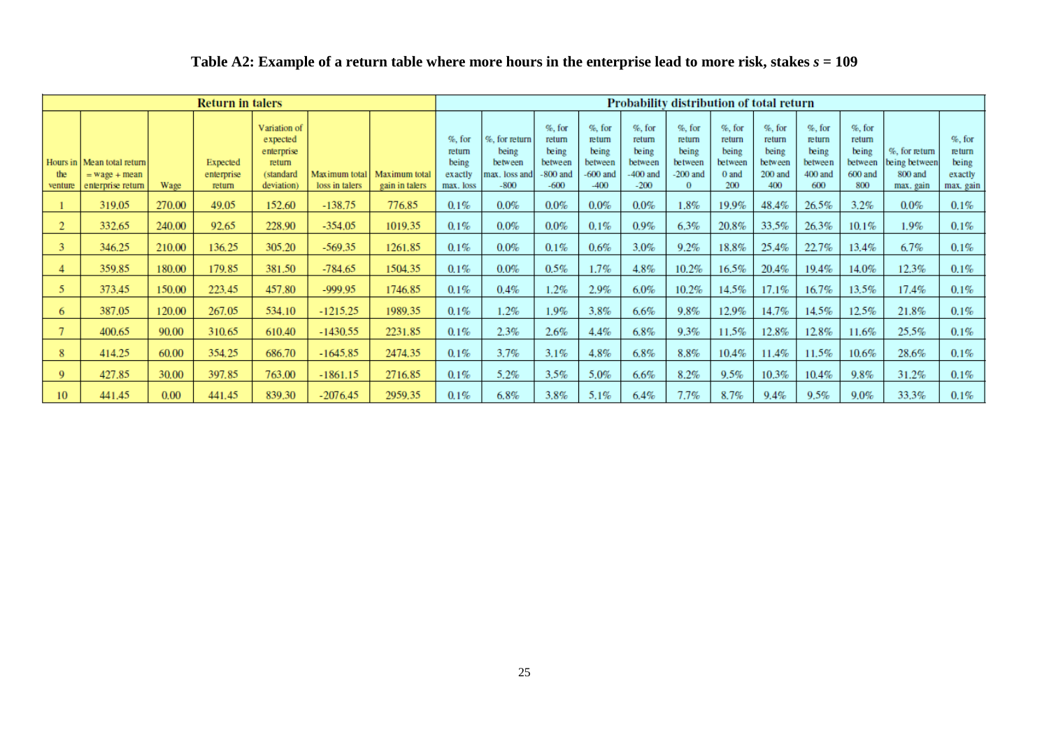**Table A2: Example of a return table where more hours in the enterprise lead to more risk, stakes $s$ = 109**

| Return in talers | | | | | | | Probability distribution of total return | | | | | | | | | | | |
|---|---|---|---|---|---|---|---|---|---|---|---|---|---|---|---|---|---|---|
| Hours in the venture | Mean total return = wage + mean enterprise return | Wage | Expected enterprise return | Variation of expected enterprise return (standard deviation) | Maximum total loss in talers | Maximum total gain in talers | %, for return being exactly max. loss | %, for return being between max. loss and -800 | %, for return being between -800 and -600 | %, for return being between -600 and -400 | %, for return being between -400 and -200 | %, for return being between -200 and 0 | %, for return being between 0 and 200 | %, for return being between 200 and 400 | %, for return being between 400 and 600 | %, for return being between 600 and 800 | %, for return being between 800 and max. gain | %, for return being exactly max. gain |
| 1 | 319.05 | 270.00 | 49.05 | 152.60 | -138.75 | 776.85 | 0.1% | 0.0% | 0.0% | 0.0% | 0.0% | 1.8% | 19.9% | 48.4% | 26.5% | 3.2% | 0.0% | 0.1% |
| 2 | 332.65 | 240.00 | 92.65 | 228.90 | -354.05 | 1019.35 | 0.1% | 0.0% | 0.0% | 0.1% | 0.9% | 6.3% | 20.8% | 33.5% | 26.3% | 10.1% | 1.9% | 0.1% |
| 3 | 346.25 | 210.00 | 136.25 | 305.20 | -569.35 | 1261.85 | 0.1% | 0.0% | 0.1% | 0.6% | 3.0% | 9.2% | 18.8% | 25.4% | 22.7% | 13.4% | 6.7% | 0.1% |
| 4 | 359.85 | 180.00 | 179.85 | 381.50 | -784.65 | 1504.35 | 0.1% | 0.0% | 0.5% | 1.7% | 4.8% | 10.2% | 16.5% | 20.4% | 19.4% | 14.0% | 12.3% | 0.1% |
| 5 | 373.45 | 150.00 | 223.45 | 457.80 | -999.95 | 1746.85 | 0.1% | 0.4% | 1.2% | 2.9% | 6.0% | 10.2% | 14.5% | 17.1% | 16.7% | 13.5% | 17.4% | 0.1% |
| 6 | 387.05 | 120.00 | 267.05 | 534.10 | -1215.25 | 1989.35 | 0.1% | 1.2% | 1.9% | 3.8% | 6.6% | 9.8% | 12.9% | 14.7% | 14.5% | 12.5% | 21.8% | 0.1% |
| 7 | 400.65 | 90.00 | 310.65 | 610.40 | -1430.55 | 2231.85 | 0.1% | 2.3% | 2.6% | 4.4% | 6.8% | 9.3% | 11.5% | 12.8% | 12.8% | 11.6% | 25.5% | 0.1% |
| 8 | 414.25 | 60.00 | 354.25 | 686.70 | -1645.85 | 2474.35 | 0.1% | 3.7% | 3.1% | 4.8% | 6.8% | 8.8% | 10.4% | 11.4% | 11.5% | 10.6% | 28.6% | 0.1% |
| 9 | 427.85 | 30.00 | 397.85 | 763.00 | -1861.15 | 2716.85 | 0.1% | 5.2% | 3.5% | 5.0% | 6.6% | 8.2% | 9.5% | 10.3% | 10.4% | 9.8% | 31.2% | 0.1% |
| 10 | 441.45 | 0.00 | 441.45 | 839.30 | -2076.45 | 2959.35 | 0.1% | 6.8% | 3.8% | 5.1% | 6.4% | 7.7% | 8.7% | 9.4% | 9.5% | 9.0% | 33.3% | 0.1% |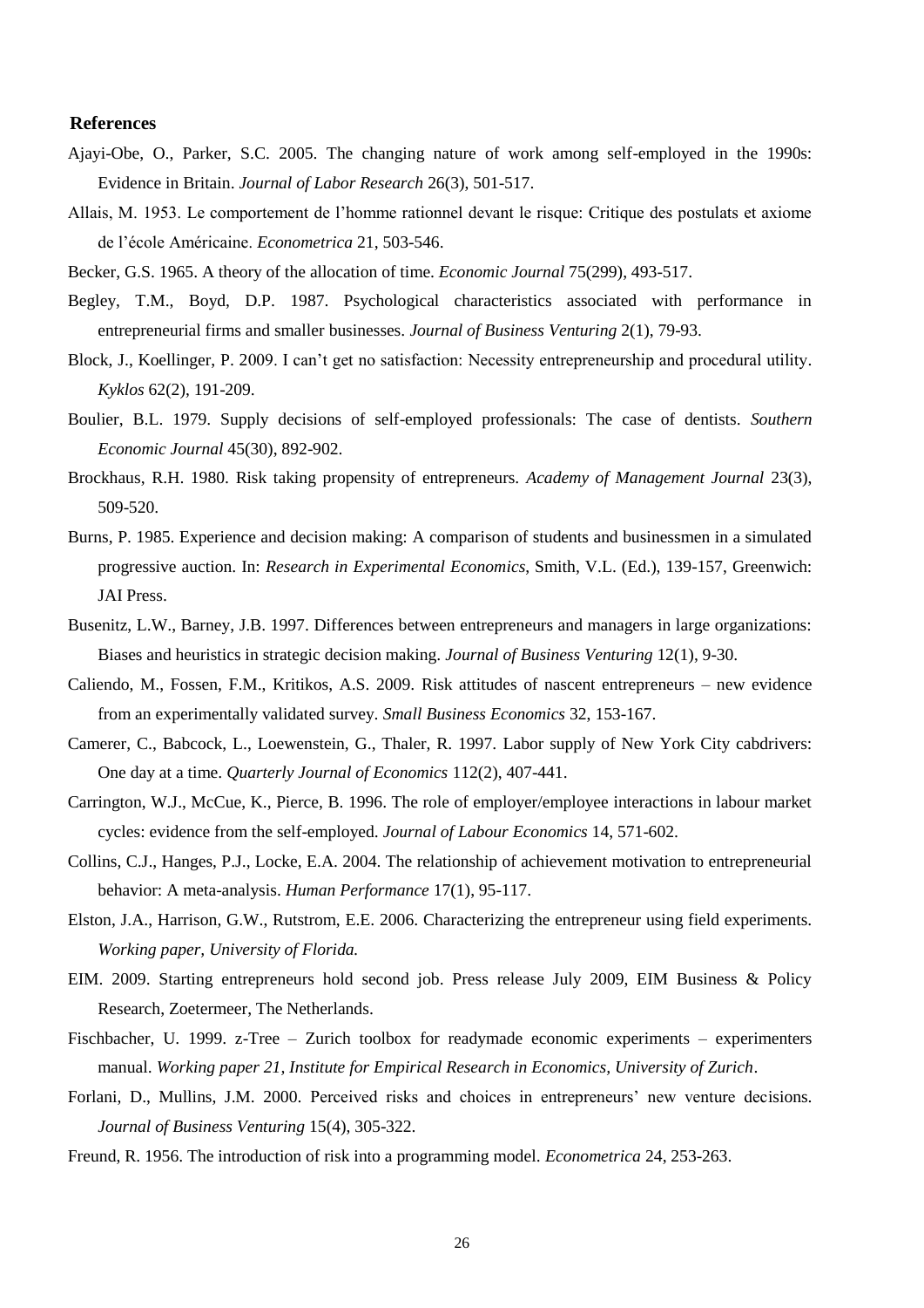## References

Ajayi-Obe, O., Parker, S.C. 2005. The changing nature of work among self-employed in the 1990s: Evidence in Britain. *Journal of Labor Research* 26(3), 501-517.

Allais, M. 1953. Le comportement de l'homme rationnel devant le risque: Critique des postulats et axiome de l'école Américaine. *Econometrica* 21, 503-546.

Becker, G.S. 1965. A theory of the allocation of time. *Economic Journal* 75(299), 493-517.

Begley, T.M., Boyd, D.P. 1987. Psychological characteristics associated with performance in entrepreneurial firms and smaller businesses. *Journal of Business Venturing* 2(1), 79-93.

Block, J., Koellinger, P. 2009. I can't get no satisfaction: Necessity entrepreneurship and procedural utility. *Kyklos* 62(2), 191-209.

Boulier, B.L. 1979. Supply decisions of self-employed professionals: The case of dentists. *Southern Economic Journal* 45(30), 892-902.

Brockhaus, R.H. 1980. Risk taking propensity of entrepreneurs. *Academy of Management Journal* 23(3), 509-520.

Burns, P. 1985. Experience and decision making: A comparison of students and businessmen in a simulated progressive auction. In: *Research in Experimental Economics*, Smith, V.L. (Ed.), 139-157, Greenwich: JAI Press.

Busenitz, L.W., Barney, J.B. 1997. Differences between entrepreneurs and managers in large organizations: Biases and heuristics in strategic decision making. *Journal of Business Venturing* 12(1), 9-30.

Caliendo, M., Fossen, F.M., Kritikos, A.S. 2009. Risk attitudes of nascent entrepreneurs – new evidence from an experimentally validated survey. *Small Business Economics* 32, 153-167.

Camerer, C., Babcock, L., Loewenstein, G., Thaler, R. 1997. Labor supply of New York City cabdrivers: One day at a time. *Quarterly Journal of Economics* 112(2), 407-441.

Carrington, W.J., McCue, K., Pierce, B. 1996. The role of employer/employee interactions in labour market cycles: evidence from the self-employed. *Journal of Labour Economics* 14, 571-602.

Collins, C.J., Hanges, P.J., Locke, E.A. 2004. The relationship of achievement motivation to entrepreneurial behavior: A meta-analysis. *Human Performance* 17(1), 95-117.

Elston, J.A., Harrison, G.W., Rutstrom, E.E. 2006. Characterizing the entrepreneur using field experiments. *Working paper, University of Florida.*

EIM. 2009. Starting entrepreneurs hold second job. Press release July 2009, EIM Business & Policy Research, Zoetermeer, The Netherlands.

Fischbacher, U. 1999. z-Tree – Zurich toolbox for readymade economic experiments – experimenters manual. *Working paper 21, Institute for Empirical Research in Economics, University of Zurich*.

Forlani, D., Mullins, J.M. 2000. Perceived risks and choices in entrepreneurs' new venture decisions. *Journal of Business Venturing* 15(4), 305-322.

Freund, R. 1956. The introduction of risk into a programming model. *Econometrica* 24, 253-263.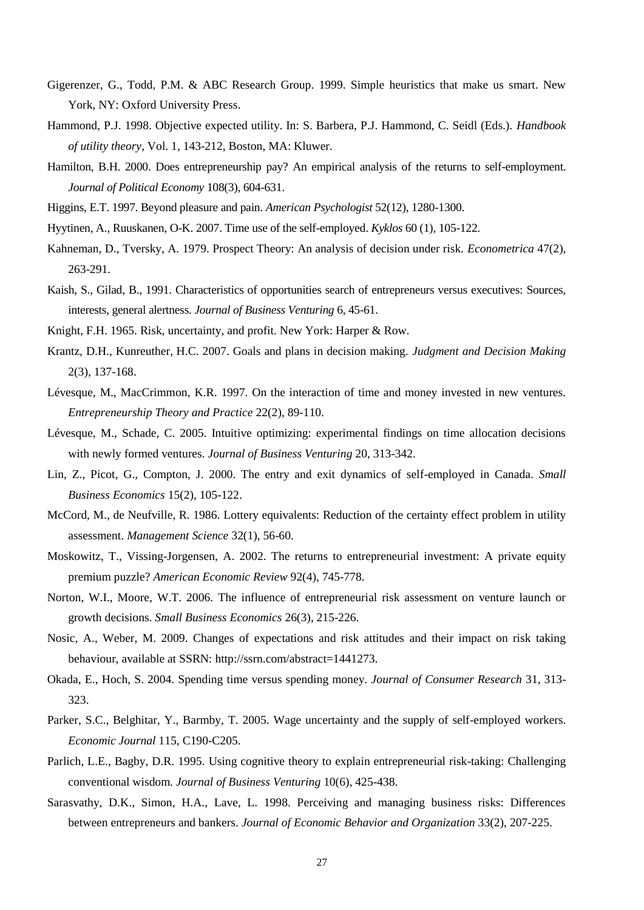Gigerenzer, G., Todd, P.M. & ABC Research Group. 1999. Simple heuristics that make us smart. New York, NY: Oxford University Press.

Hammond, P.J. 1998. Objective expected utility. In: S. Barbera, P.J. Hammond, C. Seidl (Eds.). *Handbook of utility theory*, Vol. 1, 143-212, Boston, MA: Kluwer.

Hamilton, B.H. 2000. Does entrepreneurship pay? An empirical analysis of the returns to self-employment. *Journal of Political Economy* 108(3), 604-631.

Higgins, E.T. 1997. Beyond pleasure and pain. *American Psychologist* 52(12), 1280-1300.

Hyytinen, A., Ruuskanen, O-K. 2007. Time use of the self-employed. *Kyklos* 60 (1), 105-122.

Kahneman, D., Tversky, A. 1979. Prospect Theory: An analysis of decision under risk. *Econometrica* 47(2), 263-291.

Kaish, S., Gilad, B., 1991. Characteristics of opportunities search of entrepreneurs versus executives: Sources, interests, general alertness. *Journal of Business Venturing* 6, 45-61.

Knight, F.H. 1965. Risk, uncertainty, and profit. New York: Harper & Row.

Krantz, D.H., Kunreuther, H.C. 2007. Goals and plans in decision making. *Judgment and Decision Making* 2(3), 137-168.

Lévesque, M., MacCrimmon, K.R. 1997. On the interaction of time and money invested in new ventures. *Entrepreneurship Theory and Practice* 22(2), 89-110.

Lévesque, M., Schade, C. 2005. Intuitive optimizing: experimental findings on time allocation decisions with newly formed ventures. *Journal of Business Venturing* 20, 313-342.

Lin, Z., Picot, G., Compton, J. 2000. The entry and exit dynamics of self-employed in Canada. *Small Business Economics* 15(2), 105-122.

McCord, M., de Neufville, R. 1986. Lottery equivalents: Reduction of the certainty effect problem in utility assessment. *Management Science* 32(1), 56-60.

Moskowitz, T., Vissing-Jorgensen, A. 2002. The returns to entrepreneurial investment: A private equity premium puzzle? *American Economic Review* 92(4), 745-778.

Norton, W.I., Moore, W.T. 2006. The influence of entrepreneurial risk assessment on venture launch or growth decisions. *Small Business Economics* 26(3), 215-226.

Nosic, A., Weber, M. 2009. Changes of expectations and risk attitudes and their impact on risk taking behaviour, available at SSRN: http://ssrn.com/abstract=1441273.

Okada, E., Hoch, S. 2004. Spending time versus spending money. *Journal of Consumer Research* 31, 313-323.

Parker, S.C., Belghitar, Y., Barmby, T. 2005. Wage uncertainty and the supply of self-employed workers. *Economic Journal* 115, C190-C205.

Parlich, L.E., Bagby, D.R. 1995. Using cognitive theory to explain entrepreneurial risk-taking: Challenging conventional wisdom. *Journal of Business Venturing* 10(6), 425-438.

Sarasvathy, D.K., Simon, H.A., Lave, L. 1998. Perceiving and managing business risks: Differences between entrepreneurs and bankers. *Journal of Economic Behavior and Organization* 33(2), 207-225.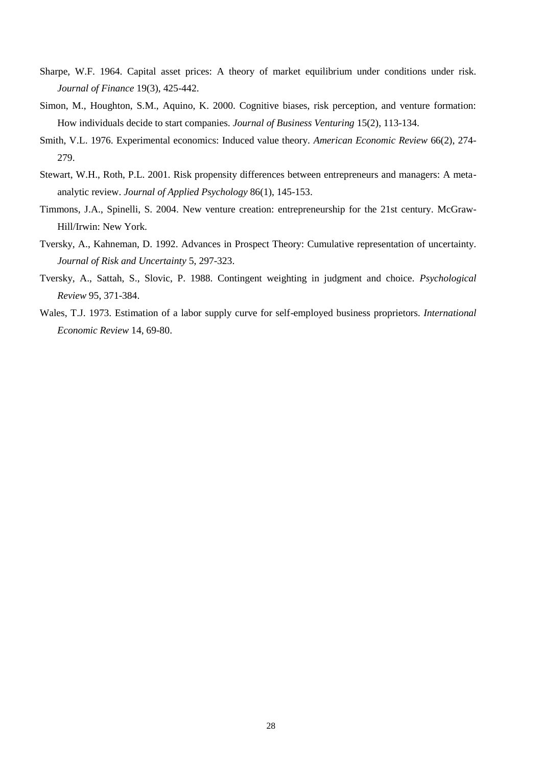Sharpe, W.F. 1964. Capital asset prices: A theory of market equilibrium under conditions under risk. *Journal of Finance* 19(3), 425-442.

Simon, M., Houghton, S.M., Aquino, K. 2000. Cognitive biases, risk perception, and venture formation: How individuals decide to start companies. *Journal of Business Venturing* 15(2), 113-134.

Smith, V.L. 1976. Experimental economics: Induced value theory. *American Economic Review* 66(2), 274-279.

Stewart, W.H., Roth, P.L. 2001. Risk propensity differences between entrepreneurs and managers: A meta-analytic review. *Journal of Applied Psychology* 86(1), 145-153.

Timmons, J.A., Spinelli, S. 2004. New venture creation: entrepreneurship for the 21st century. McGraw-Hill/Irwin: New York.

Tversky, A., Kahneman, D. 1992. Advances in Prospect Theory: Cumulative representation of uncertainty. *Journal of Risk and Uncertainty* 5, 297-323.

Tversky, A., Sattah, S., Slovic, P. 1988. Contingent weighting in judgment and choice. *Psychological Review* 95, 371-384.

Wales, T.J. 1973. Estimation of a labor supply curve for self-employed business proprietors. *International Economic Review* 14, 69-80.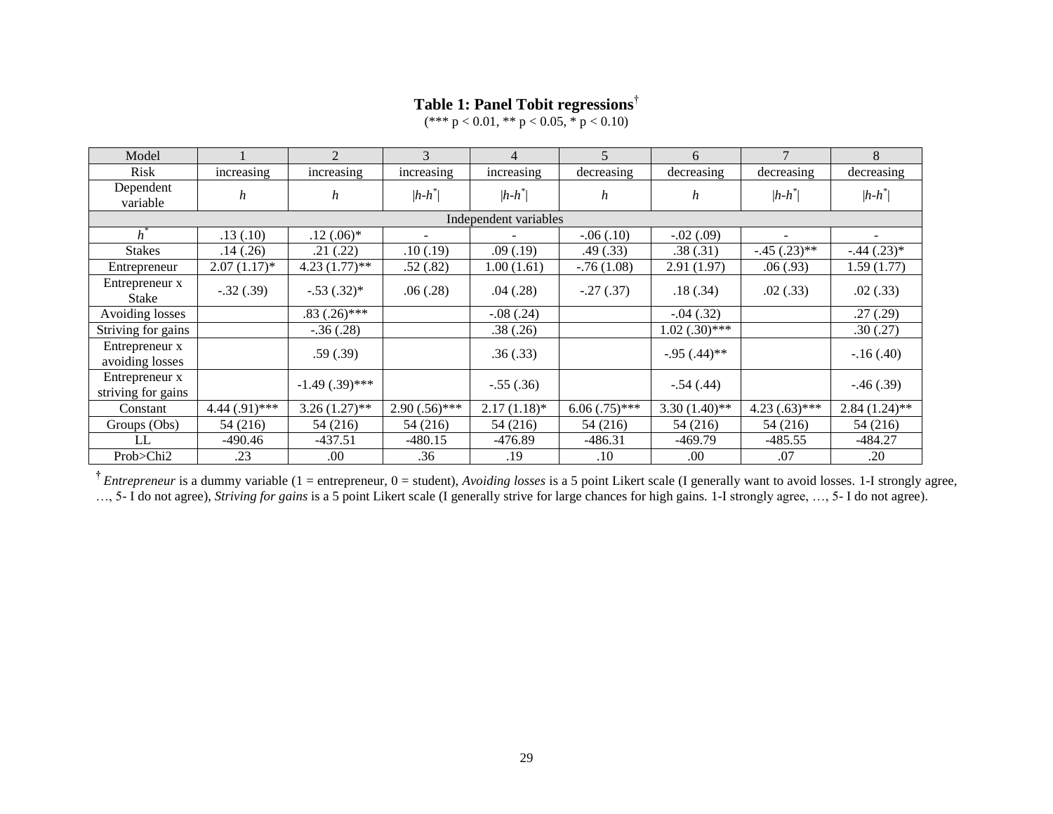## Table 1: Panel Tobit regressions[†]

(*** p < 0.01, ** p < 0.05, * p < 0.10)

| Model | 1 | 2 | 3 | 4 | 5 | 6 | 7 | 8 |
|---|---|---|---|---|---|---|---|---|
| Risk | increasing | increasing | increasing | increasing | decreasing | decreasing | decreasing | decreasing |
| Dependent variable | $h$ | $h$ | $\|h-h^*\|$ | $\|h-h^*\|$ | $h$ | $h$ | $\|h-h^*\|$ | $\|h-h^*\|$ |
| Independent variables | | | | | | | | |
| $h^*$ | .13 (.10) | .12 (.06)* | - | - | -.06 (.10) | -.02 (.09) | - | - |
| Stakes | .14 (.26) | .21 (.22) | .10 (.19) | .09 (.19) | .49 (.33) | .38 (.31) | -.45 (.23)** | -.44 (.23)* |
| Entrepreneur | 2.07 (1.17)* | 4.23 (1.77)** | .52 (.82) | 1.00 (1.61) | -.76 (1.08) | 2.91 (1.97) | .06 (.93) | 1.59 (1.77) |
| Entrepreneur x Stake | -.32 (.39) | -.53 (.32)* | .06 (.28) | .04 (.28) | -.27 (.37) | .18 (.34) | .02 (.33) | .02 (.33) |
| Avoiding losses | | .83 (.26)*** | | -.08 (.24) | | -.04 (.32) | | .27 (.29) |
| Striving for gains | | -.36 (.28) | | .38 (.26) | | 1.02 (.30)*** | | .30 (.27) |
| Entrepreneur x avoiding losses | | .59 (.39) | | .36 (.33) | | -.95 (.44)** | | -.16 (.40) |
| Entrepreneur x striving for gains | | -1.49 (.39)*** | | -.55 (.36) | | -.54 (.44) | | -.46 (.39) |
| Constant | 4.44 (.91)*** | 3.26 (1.27)** | 2.90 (.56)*** | 2.17 (1.18)* | 6.06 (.75)*** | 3.30 (1.40)** | 4.23 (.63)*** | 2.84 (1.24)** |
| Groups (Obs) | 54 (216) | 54 (216) | 54 (216) | 54 (216) | 54 (216) | 54 (216) | 54 (216) | 54 (216) |
| LL | -490.46 | -437.51 | -480.15 | -476.89 | -486.31 | -469.79 | -485.55 | -484.27 |
| Prob>Chi2 | .23 | .00 | .36 | .19 | .10 | .00 | .07 | .20 |

[†] *Entrepreneur* is a dummy variable (1 = entrepreneur, 0 = student), *Avoiding losses* is a 5 point Likert scale (I generally want to avoid losses. 1-I strongly agree, …, 5- I do not agree), *Striving for gains* is a 5 point Likert scale (I generally strive for large chances for high gains. 1-I strongly agree, …, 5- I do not agree).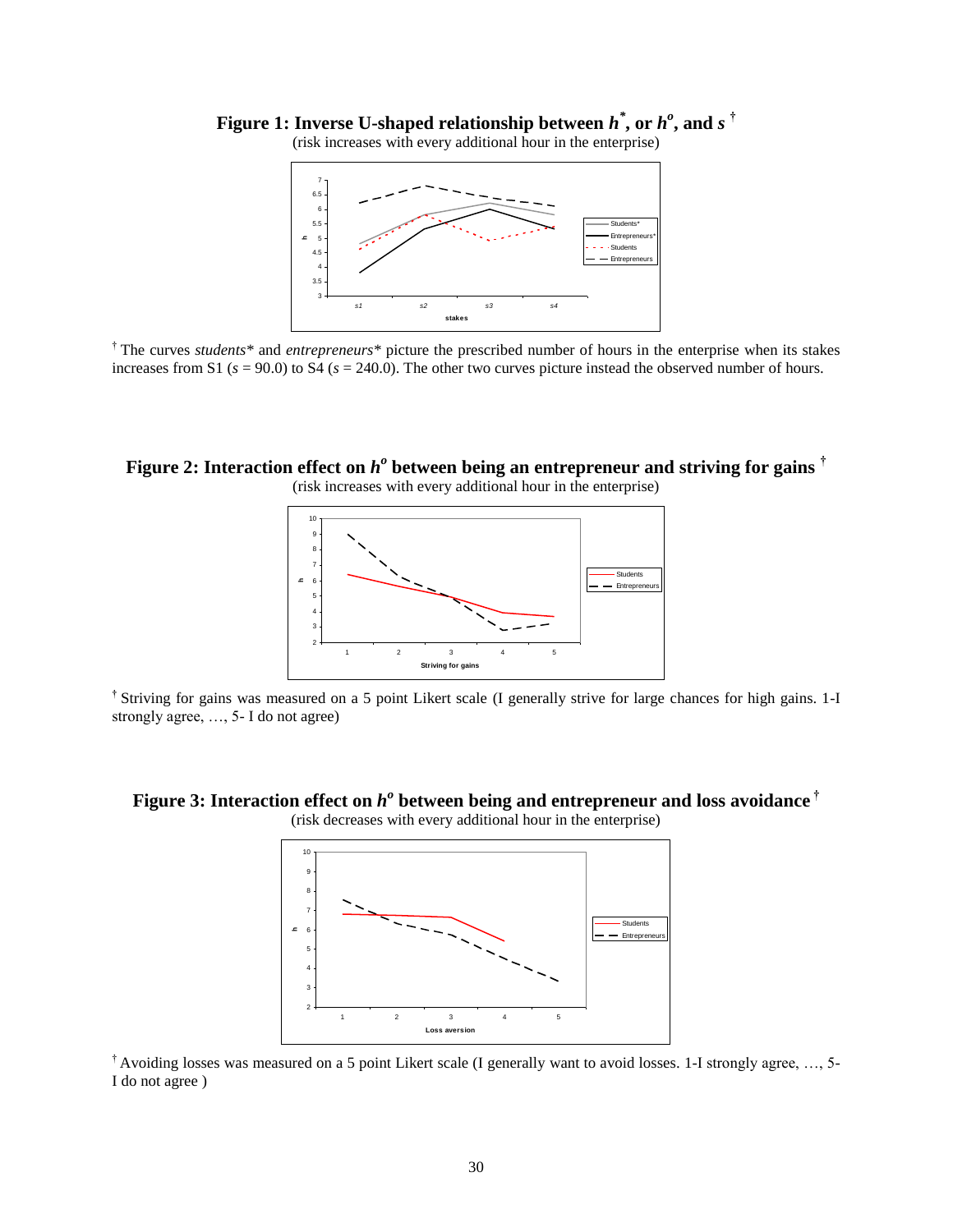**Figure 1: Inverse U-shaped relationship between $h^*$, or $h^o$, and $s$ †**

(risk increases with every additional hour in the enterprise)

7
6.5
6
5.5
5
4.5
4
3.5
3

h

s1
s2
s3
s4

stakes

Students*
Entrepreneurs*
Students
Entrepreneurs

† The curves *students** and *entrepreneurs** picture the prescribed number of hours in the enterprise when its stakes increases from S1 ($s$ = 90.0) to S4 ($s$ = 240.0). The other two curves picture instead the observed number of hours.

**Figure 2: Interaction effect on $h^o$ between being an entrepreneur and striving for gains †**

(risk increases with every additional hour in the enterprise)

10
9
8
7
6
5
4
3
2

h

1
2
3
4
5

Striving for gains

Students
Entrepreneurs

† Striving for gains was measured on a 5 point Likert scale (I generally strive for large chances for high gains. 1-I strongly agree, …, 5- I do not agree)

**Figure 3: Interaction effect on $h^o$ between being and entrepreneur and loss avoidance †**

(risk decreases with every additional hour in the enterprise)

10
9
8
7
6
5
4
3
2

h

1
2
3
4
5

Loss aversion

Students
Entrepreneurs

† Avoiding losses was measured on a 5 point Likert scale (I generally want to avoid losses. 1-I strongly agree, …, 5- I do not agree )